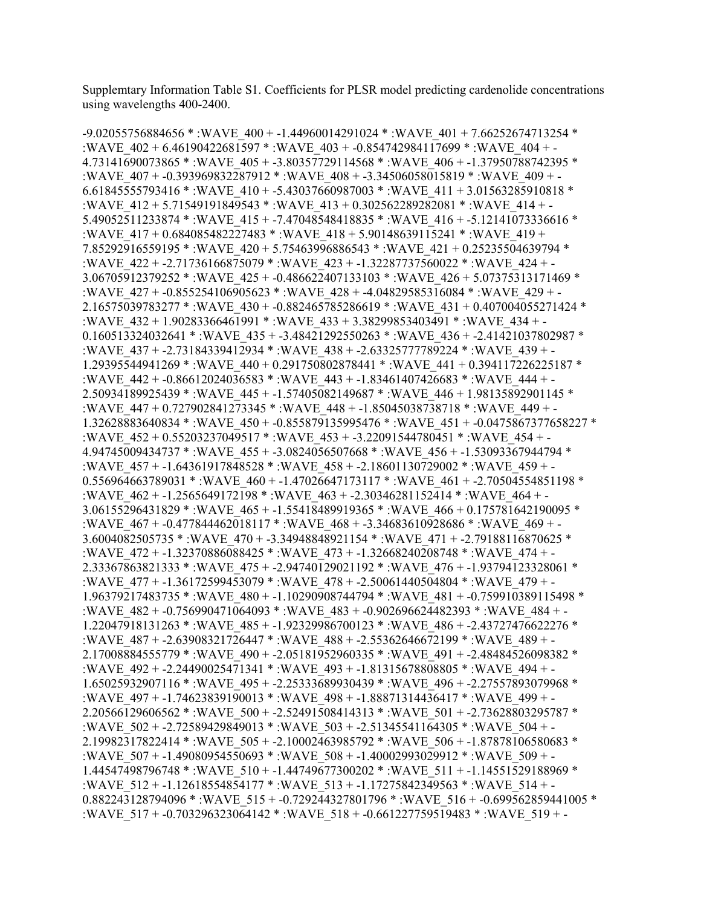Supplemtary Information Table S1. Coefficients for PLSR model predicting cardenolide concentrations using wavelengths 400-2400.

-9.02055756884656 * :WAVE_400 + -1.44960014291024 * :WAVE_401 + 7.66252674713254 * :WAVE_402 + 6.46190422681597 * :WAVE_403 + -0.854742984117699 * :WAVE_404 + -4.73141690073865 * :WAVE_405 + -3.80357729114568 * :WAVE_406 + -1.37950788742395 * :WAVE_407 + -0.393969832287912 * :WAVE_408 + -3.34506058015819 * :WAVE_409 + -6.61845555793416 * :WAVE_410 + -5.43037660987003 * :WAVE_411 + 3.01563285910818 * :WAVE_412 + 5.71549191849543 * :WAVE_413 + 0.302562289282081 * :WAVE_414 + -5.49052511233874 * :WAVE_415 + -7.47048548418835 * :WAVE_416 + -5.12141073336616 * :WAVE_417 + 0.684085482227483 * :WAVE_418 + 5.90148639115241 * :WAVE_419 + 7.85292916559195 * :WAVE_420 + 5.75463996886543 * :WAVE_421 + 0.25235504639794 * :WAVE_422 + -2.71736166875079 * :WAVE_423 + -1.32287737560022 * :WAVE_424 + -3.06705912379252 * :WAVE_425 + -0.486622407133103 * :WAVE_426 + 5.07375313171469 * :WAVE_427 + -0.855254106905623 * :WAVE_428 + -4.04829585316084 * :WAVE_429 + -2.16575039783277 * :WAVE_430 + -0.882465785286619 * :WAVE_431 + 0.407004055271424 * :WAVE_432 + 1.90283366461991 * :WAVE_433 + 3.38299853403491 * :WAVE_434 + -0.160513324032641 * :WAVE_435 + -3.48421292550263 * :WAVE_436 + -2.41421037802987 * :WAVE_437 + -2.73184339412934 * :WAVE_438 + -2.63325777789224 * :WAVE_439 + -1.29395544941269 * :WAVE_440 + 0.291750802878441 * :WAVE_441 + 0.394117226225187 * :WAVE_442 + -0.86612024036583 * :WAVE_443 + -1.83461407426683 * :WAVE_444 + -2.50934189925439 * :WAVE_445 + -1.57405082149687 * :WAVE_446 + 1.98135892901145 * :WAVE_447 + 0.727902841273345 * :WAVE_448 + -1.85045038738718 * :WAVE_449 + -1.32628883640834 * :WAVE_450 + -0.855879135995476 * :WAVE_451 + -0.0475867377658227 * :WAVE_452 + 0.55203237049517 * :WAVE_453 + -3.22091544780451 * :WAVE_454 + -4.94745009434737 * :WAVE_455 + -3.0824056507668 * :WAVE_456 + -1.53093367944794 * :WAVE_457 + -1.64361917848528 * :WAVE_458 + -2.18601130729002 * :WAVE_459 + -0.556964663789031 * :WAVE_460 + -1.47026647173117 * :WAVE_461 + -2.70504554851198 * :WAVE_462 + -1.2565649172198 * :WAVE_463 + -2.30346281152414 * :WAVE_464 + -3.06155296431829 * :WAVE_465 + -1.55418489919365 * :WAVE_466 + 0.175781642190095 * :WAVE_467 + -0.477844462018117 * :WAVE_468 + -3.34683610928686 * :WAVE_469 + -3.6004082505735 * :WAVE_470 + -3.34948848921154 * :WAVE_471 + -2.79188116870625 * :WAVE_472 + -1.32370886088425 * :WAVE_473 + -1.32668240208748 * :WAVE_474 + -2.33367863821333 * :WAVE_475 + -2.94740129021192 * :WAVE_476 + -1.93794123328061 * :WAVE_477 + -1.36172599453079 * :WAVE_478 + -2.50061440504804 * :WAVE_479 + -1.96379217483735 * :WAVE_480 + -1.10290908744794 * :WAVE_481 + -0.759910389115498 * :WAVE_482 + -0.756990471064093 * :WAVE_483 + -0.902696624482393 * :WAVE_484 + -1.22047918131263 * :WAVE_485 + -1.92329986700123 * :WAVE_486 + -2.43727476622276 * :WAVE_487 + -2.63908321726447 * :WAVE_488 + -2.55362646672199 * :WAVE_489 + -2.17008884555779 * :WAVE_490 + -2.05181952960335 * :WAVE_491 + -2.48484526098382 * :WAVE_492 + -2.24490025471341 * :WAVE_493 + -1.81315678808805 * :WAVE_494 + -1.65025932907116 * :WAVE_495 + -2.25333689930439 * :WAVE_496 + -2.27557893079968 * :WAVE_497 + -1.74623839190013 * :WAVE_498 + -1.88871314436417 * :WAVE_499 + -2.20566129606562 * :WAVE_500 + -2.52491508414313 * :WAVE_501 + -2.73628803295787 * :WAVE_502 + -2.72589429849013 * :WAVE_503 + -2.51345541164305 * :WAVE_504 + -2.19982317822414 * :WAVE_505 + -2.10002463985792 * :WAVE_506 + -1.87878106580683 * :WAVE_507 + -1.49080954550693 * :WAVE_508 + -1.40002993029912 * :WAVE_509 + -1.44547498796748 * :WAVE_510 + -1.44749677300202 * :WAVE_511 + -1.14551529188969 * :WAVE_512 + -1.12618554854177 * :WAVE_513 + -1.17275842349563 * :WAVE_514 + -0.882243128794096 * :WAVE_515 + -0.729244327801796 * :WAVE_516 + -0.699562859441005 * :WAVE_517 + -0.703296323064142 * :WAVE_518 + -0.661227759519483 * :WAVE_519 + -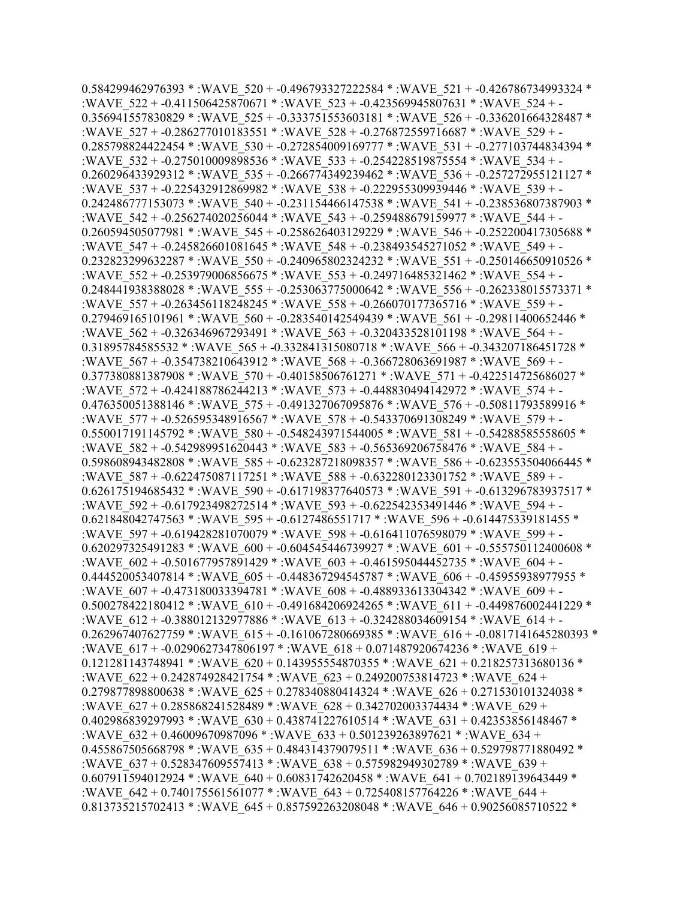0.584299462976393 * :WAVE_520 + -0.496793327222584 * :WAVE_521 + -0.426786734993324 * :WAVE_522 + -0.411506425870671 * :WAVE_523 + -0.423569945807631 * :WAVE_524 + -0.356941557830829 * :WAVE_525 + -0.333751553603181 * :WAVE_526 + -0.336201664328487 * :WAVE_527 + -0.286277010183551 * :WAVE_528 + -0.276872559716687 * :WAVE_529 + -0.285798824422454 * :WAVE_530 + -0.272854009169777 * :WAVE_531 + -0.277103744834394 * :WAVE_532 + -0.275010009898536 * :WAVE_533 + -0.254228519875554 * :WAVE_534 + -0.260296433929312 * :WAVE_535 + -0.266774349239462 * :WAVE_536 + -0.257272955121127 * :WAVE_537 + -0.225432912869982 * :WAVE_538 + -0.222955309939446 * :WAVE_539 + -0.242486777153073 * :WAVE_540 + -0.231154466147538 * :WAVE_541 + -0.238536807387903 * :WAVE_542 + -0.256274020256044 * :WAVE_543 + -0.259488679159977 * :WAVE_544 + -0.260594505077981 * :WAVE_545 + -0.258626403129229 * :WAVE_546 + -0.252200417305688 * :WAVE_547 + -0.245826601081645 * :WAVE_548 + -0.238493545271052 * :WAVE_549 + -0.232823299632287 * :WAVE_550 + -0.240965802324232 * :WAVE_551 + -0.250146650910526 * :WAVE_552 + -0.253979006856675 * :WAVE_553 + -0.249716485321462 * :WAVE_554 + -0.248441938388028 * :WAVE_555 + -0.253063775000642 * :WAVE_556 + -0.262338015573371 * :WAVE_557 + -0.263456118248245 * :WAVE_558 + -0.266070177365716 * :WAVE_559 + -0.279469165101961 * :WAVE_560 + -0.283540142549439 * :WAVE_561 + -0.29811400652446 * :WAVE_562 + -0.326346967293491 * :WAVE_563 + -0.320433528101198 * :WAVE_564 + -0.31895784585532 * :WAVE_565 + -0.332841315080718 * :WAVE_566 + -0.343207186451728 * :WAVE_567 + -0.354738210643912 * :WAVE_568 + -0.366728063691987 * :WAVE_569 + -0.377380881387908 * :WAVE_570 + -0.40158506761271 * :WAVE_571 + -0.422514725686027 * :WAVE_572 + -0.424188786244213 * :WAVE_573 + -0.448830494142972 * :WAVE_574 + -0.476350051388146 * :WAVE_575 + -0.491327067095876 * :WAVE_576 + -0.50811793589916 * :WAVE_577 + -0.526595348916567 * :WAVE_578 + -0.543370691308249 * :WAVE_579 + -0.550017191145792 * :WAVE_580 + -0.548243971544005 * :WAVE_581 + -0.54288585558605 * :WAVE_582 + -0.542989951620443 * :WAVE_583 + -0.565369206758476 * :WAVE_584 + -0.598608943482808 * :WAVE_585 + -0.623287218098357 * :WAVE_586 + -0.623553504066445 * :WAVE_587 + -0.622475087117251 * :WAVE_588 + -0.632280123301752 * :WAVE_589 + -0.626175194685432 * :WAVE_590 + -0.617198377640573 * :WAVE_591 + -0.613296783937517 * :WAVE_592 + -0.617923498272514 * :WAVE_593 + -0.622542353491446 * :WAVE_594 + -0.621848042747563 * :WAVE_595 + -0.6127486551717 * :WAVE_596 + -0.614475339181455 * :WAVE_597 + -0.619428281070079 * :WAVE_598 + -0.616411076598079 * :WAVE_599 + -0.620297325491283 * :WAVE_600 + -0.604545446739927 * :WAVE_601 + -0.555750112400608 * :WAVE_602 + -0.501677957891429 * :WAVE_603 + -0.461595044452735 * :WAVE_604 + -0.444520053407814 * :WAVE_605 + -0.448367294545787 * :WAVE_606 + -0.45955938977955 * :WAVE_607 + -0.473180033394781 * :WAVE_608 + -0.488933613304342 * :WAVE_609 + -0.500278422180412 * :WAVE_610 + -0.491684206924265 * :WAVE_611 + -0.449876002441229 * :WAVE_612 + -0.388012132977886 * :WAVE_613 + -0.324288034609154 * :WAVE_614 + -0.262967407627759 * :WAVE_615 + -0.161067280669385 * :WAVE_616 + -0.0817141645280393 * :WAVE_617 + -0.0290627347806197 * :WAVE_618 + 0.071487920674236 * :WAVE_619 + 0.121281143748941 * :WAVE_620 + 0.143955554870355 * :WAVE_621 + 0.218257313680136 * :WAVE_622 + 0.242874928421754 * :WAVE_623 + 0.249200753814723 * :WAVE_624 + 0.279877898800638 * :WAVE_625 + 0.278340880414324 * :WAVE_626 + 0.271530101324038 * :WAVE_627 + 0.285868241528489 * :WAVE_628 + 0.342702003374434 * :WAVE_629 + 0.402986839297993 * :WAVE_630 + 0.438741227610514 * :WAVE_631 + 0.42353856148467 * :WAVE_632 + 0.46009670987096 * :WAVE_633 + 0.501239263897621 * :WAVE_634 + 0.455867505668798 * :WAVE_635 + 0.484314379079511 * :WAVE_636 + 0.529798771880492 * :WAVE_637 + 0.528347609557413 * :WAVE_638 + 0.575982949302789 * :WAVE_639 + 0.607911594012924 * :WAVE_640 + 0.60831742620458 * :WAVE_641 + 0.702189139643449 * :WAVE_642 + 0.740175561561077 * :WAVE_643 + 0.725408157764226 * :WAVE_644 + 0.813735215702413 * :WAVE_645 + 0.857592263208048 * :WAVE_646 + 0.90256085710522 *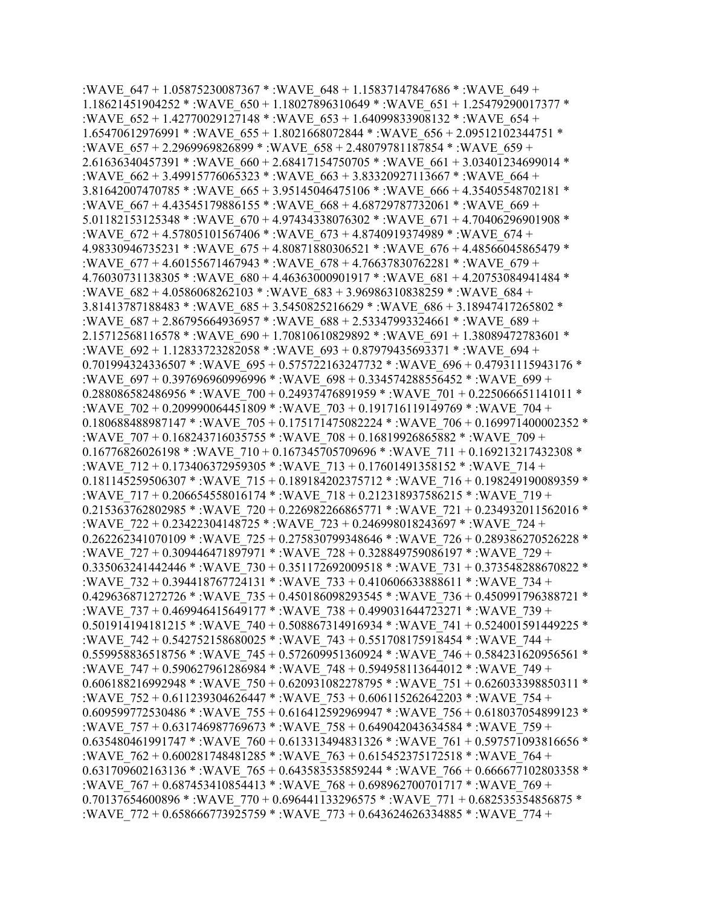:WAVE_647 + 1.05875230087367 * :WAVE_648 + 1.15837147847686 * :WAVE_649 + 1.18621451904252 * :WAVE_650 + 1.18027896310649 * :WAVE_651 + 1.25479290017377 * :WAVE_652 + 1.42770029127148 * :WAVE_653 + 1.64099833908132 * :WAVE_654 + 1.65470612976991 * :WAVE_655 + 1.8021668072844 * :WAVE_656 + 2.09512102344751 * :WAVE_657 + 2.2969969826899 * :WAVE_658 + 2.48079781187854 * :WAVE_659 + 2.61636340457391 * :WAVE_660 + 2.68417154750705 * :WAVE_661 + 3.03401234699014 * :WAVE_662 + 3.49915776065323 * :WAVE_663 + 3.83320927113667 * :WAVE_664 + 3.81642007470785 * :WAVE_665 + 3.95145046475106 * :WAVE_666 + 4.35405548702181 * :WAVE_667 + 4.43545179886155 * :WAVE_668 + 4.68729787732061 * :WAVE_669 + 5.01182153125348 * :WAVE_670 + 4.97434338076302 * :WAVE_671 + 4.70406296901908 * :WAVE_672 + 4.57805101567406 * :WAVE_673 + 4.8740919374989 * :WAVE_674 + 4.98330946735231 * :WAVE_675 + 4.80871880306521 * :WAVE_676 + 4.48566045865479 * :WAVE_677 + 4.60155671467943 * :WAVE_678 + 4.76637830762281 * :WAVE_679 + 4.76030731138305 * :WAVE_680 + 4.46363000901917 * :WAVE_681 + 4.20753084941484 * :WAVE_682 + 4.0586068262103 * :WAVE_683 + 3.96986310838259 * :WAVE_684 + 3.81413787188483 * :WAVE_685 + 3.5450825216629 * :WAVE_686 + 3.18947417265802 * :WAVE_687 + 2.86795664936957 * :WAVE_688 + 2.53347993324661 * :WAVE_689 + 2.15712568116578 * :WAVE_690 + 1.70810610829892 * :WAVE_691 + 1.38089472783601 * :WAVE_692 + 1.12833723282058 * :WAVE_693 + 0.87979435693371 * :WAVE_694 + 0.701994324336507 * :WAVE_695 + 0.575722163247732 * :WAVE_696 + 0.47931115943176 * :WAVE_697 + 0.397696960996996 * :WAVE_698 + 0.334574288556452 * :WAVE_699 + 0.288086582486956 * :WAVE_700 + 0.24937476891959 * :WAVE_701 + 0.225066651141011 * :WAVE_702 + 0.209990064451809 * :WAVE_703 + 0.191716119149769 * :WAVE_704 + 0.180688488987147 * :WAVE_705 + 0.175171475082224 * :WAVE_706 + 0.169971400002352 * :WAVE_707 + 0.168243716035755 * :WAVE_708 + 0.16819926865882 * :WAVE_709 + 0.16776826026198 * :WAVE_710 + 0.167345705709696 * :WAVE_711 + 0.169213217432308 * :WAVE_712 + 0.173406372959305 * :WAVE_713 + 0.17601491358152 * :WAVE_714 + 0.181145259506307 * :WAVE_715 + 0.189184202375712 * :WAVE_716 + 0.198249190089359 * :WAVE_717 + 0.206654558016174 * :WAVE_718 + 0.212318937586215 * :WAVE_719 + 0.215363762802985 * :WAVE_720 + 0.226982266865771 * :WAVE_721 + 0.234932011562016 * :WAVE_722 + 0.23422304148725 * :WAVE_723 + 0.246998018243697 * :WAVE_724 + 0.262262341070109 * :WAVE_725 + 0.275830799348646 * :WAVE_726 + 0.289386270526228 * :WAVE_727 + 0.309446471897971 * :WAVE_728 + 0.328849759086197 * :WAVE_729 + 0.335063241442446 * :WAVE_730 + 0.351172692009518 * :WAVE_731 + 0.373548288670822 * :WAVE_732 + 0.394418767724131 * :WAVE_733 + 0.410606633888611 * :WAVE_734 + 0.429636871272726 * :WAVE_735 + 0.450186098293545 * :WAVE_736 + 0.450991796388721 * :WAVE_737 + 0.469946415649177 * :WAVE_738 + 0.499031644723271 * :WAVE_739 + 0.501914194181215 * :WAVE_740 + 0.508867314916934 * :WAVE_741 + 0.524001591449225 * :WAVE_742 + 0.542752158680025 * :WAVE_743 + 0.551708175918454 * :WAVE_744 + 0.559958836518756 * :WAVE_745 + 0.572609951360924 * :WAVE_746 + 0.584231620956561 * :WAVE_747 + 0.590627961286984 * :WAVE_748 + 0.594958113644012 * :WAVE_749 + 0.606188216992948 * :WAVE_750 + 0.620931082278795 * :WAVE_751 + 0.626033398850311 * :WAVE_752 + 0.611239304626447 * :WAVE_753 + 0.606115262642203 * :WAVE_754 + 0.609599772530486 * :WAVE_755 + 0.616412592969947 * :WAVE_756 + 0.618037054899123 * :WAVE_757 + 0.631746987769673 * :WAVE_758 + 0.649042043634584 * :WAVE_759 + 0.635480461991747 * :WAVE_760 + 0.613313494831326 * :WAVE_761 + 0.597571093816656 * :WAVE_762 + 0.600281748481285 * :WAVE_763 + 0.615452375172518 * :WAVE_764 + 0.631709602163136 * :WAVE_765 + 0.643583535859244 * :WAVE_766 + 0.666677102803358 * :WAVE_767 + 0.687453410854413 * :WAVE_768 + 0.698962700701717 * :WAVE_769 + 0.70137654600896 * :WAVE_770 + 0.696441133296575 * :WAVE_771 + 0.682535354856875 * :WAVE_772 + 0.658666773925759 * :WAVE_773 + 0.643624626334885 * :WAVE_774 +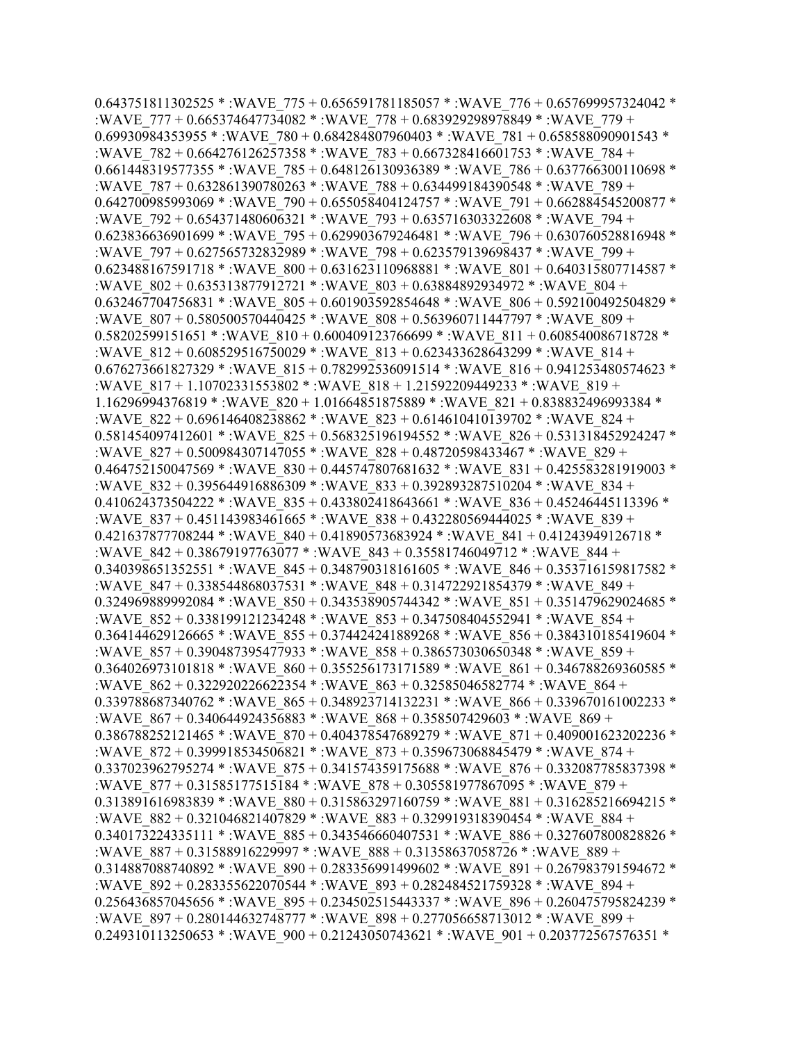0.643751811302525 * :WAVE_775 + 0.656591781185057 * :WAVE_776 + 0.657699957324042 * :WAVE_777 + 0.665374647734082 * :WAVE_778 + 0.683929298978849 * :WAVE_779 + 0.69930984353955 * :WAVE_780 + 0.684284807960403 * :WAVE_781 + 0.658588090901543 * :WAVE_782 + 0.664276126257358 * :WAVE_783 + 0.667328416601753 * :WAVE_784 + 0.661448319577355 * :WAVE_785 + 0.648126130936389 * :WAVE_786 + 0.637766300110698 * :WAVE_787 + 0.632861390780263 * :WAVE_788 + 0.634499184390548 * :WAVE_789 + 0.642700985993069 * :WAVE_790 + 0.655058404124757 * :WAVE_791 + 0.662884545200877 * :WAVE_792 + 0.654371480606321 * :WAVE_793 + 0.635716303322608 * :WAVE_794 + 0.623836636901699 * :WAVE_795 + 0.629903679246481 * :WAVE_796 + 0.630760528816948 * :WAVE_797 + 0.627565732832989 * :WAVE_798 + 0.623579139698437 * :WAVE_799 + 0.623488167591718 * :WAVE_800 + 0.631623110968881 * :WAVE_801 + 0.640315807714587 * :WAVE_802 + 0.635313877912721 * :WAVE_803 + 0.63884892934972 * :WAVE_804 + 0.632467704756831 * :WAVE_805 + 0.601903592854648 * :WAVE_806 + 0.592100492504829 * :WAVE_807 + 0.580500570440425 * :WAVE_808 + 0.563960711447797 * :WAVE_809 + 0.58202599151651 * :WAVE_810 + 0.600409123766699 * :WAVE_811 + 0.608540086718728 * :WAVE_812 + 0.608529516750029 * :WAVE_813 + 0.623433628643299 * :WAVE_814 + 0.676273661827329 * :WAVE_815 + 0.782992536091514 * :WAVE_816 + 0.941253480574623 * :WAVE_817 + 1.10702331553802 * :WAVE_818 + 1.21592209449233 * :WAVE_819 + 1.16296994376819 * :WAVE_820 + 1.01664851875889 * :WAVE_821 + 0.838832496993384 * :WAVE_822 + 0.696146408238862 * :WAVE_823 + 0.614610410139702 * :WAVE_824 + 0.581454097412601 * :WAVE_825 + 0.568325196194552 * :WAVE_826 + 0.531318452924247 * :WAVE_827 + 0.500984307147055 * :WAVE_828 + 0.48720598433467 * :WAVE_829 + 0.464752150047569 * :WAVE_830 + 0.445747807681632 * :WAVE_831 + 0.425583281919003 * :WAVE_832 + 0.395644916886309 * :WAVE_833 + 0.392893287510204 * :WAVE_834 + 0.410624373504222 * :WAVE_835 + 0.433802418643661 * :WAVE_836 + 0.45246445113396 * :WAVE_837 + 0.451143983461665 * :WAVE_838 + 0.432280569444025 * :WAVE_839 + 0.421637877708244 * :WAVE_840 + 0.41890573683924 * :WAVE_841 + 0.41243949126718 * :WAVE_842 + 0.38679197763077 * :WAVE_843 + 0.35581746049712 * :WAVE_844 + 0.340398651352551 * :WAVE_845 + 0.348790318161605 * :WAVE_846 + 0.353716159817582 * :WAVE_847 + 0.338544868037531 * :WAVE_848 + 0.314722921854379 * :WAVE_849 + 0.324969889992084 * :WAVE_850 + 0.343538905744342 * :WAVE_851 + 0.351479629024685 * :WAVE_852 + 0.338199121234248 * :WAVE_853 + 0.347508404552941 * :WAVE_854 + 0.364144629126665 * :WAVE_855 + 0.374424241889268 * :WAVE_856 + 0.384310185419604 * :WAVE_857 + 0.390487395477933 * :WAVE_858 + 0.386573030650348 * :WAVE_859 + 0.364026973101818 * :WAVE_860 + 0.355256173171589 * :WAVE_861 + 0.346788269360585 * :WAVE_862 + 0.322920226622354 * :WAVE_863 + 0.32585046582774 * :WAVE_864 + 0.339788687340762 * :WAVE_865 + 0.348923714132231 * :WAVE_866 + 0.339670161002233 * :WAVE_867 + 0.340644924356883 * :WAVE_868 + 0.358507429603 * :WAVE_869 + 0.386788252121465 * :WAVE_870 + 0.404378547689279 * :WAVE_871 + 0.409001623202236 * :WAVE_872 + 0.399918534506821 * :WAVE_873 + 0.359673068845479 * :WAVE_874 + 0.337023962795274 * :WAVE_875 + 0.341574359175688 * :WAVE_876 + 0.332087785837398 * :WAVE_877 + 0.31585177515184 * :WAVE_878 + 0.305581977867095 * :WAVE_879 + 0.313891616983839 * :WAVE_880 + 0.315863297160759 * :WAVE_881 + 0.316285216694215 * :WAVE_882 + 0.321046821407829 * :WAVE_883 + 0.329919318390454 * :WAVE_884 + 0.340173224335111 * :WAVE_885 + 0.343546660407531 * :WAVE_886 + 0.327607800828826 * :WAVE_887 + 0.31588916229997 * :WAVE_888 + 0.31358637058726 * :WAVE_889 + 0.314887088740892 * :WAVE_890 + 0.283356991499602 * :WAVE_891 + 0.267983791594672 * :WAVE_892 + 0.283355622070544 * :WAVE_893 + 0.282484521759328 * :WAVE_894 + 0.256436857045656 * :WAVE_895 + 0.234502515443337 * :WAVE_896 + 0.260475795824239 * :WAVE_897 + 0.280144632748777 * :WAVE_898 + 0.277056658713012 * :WAVE_899 + 0.249310113250653 * :WAVE_900 + 0.21243050743621 * :WAVE_901 + 0.203772567576351 *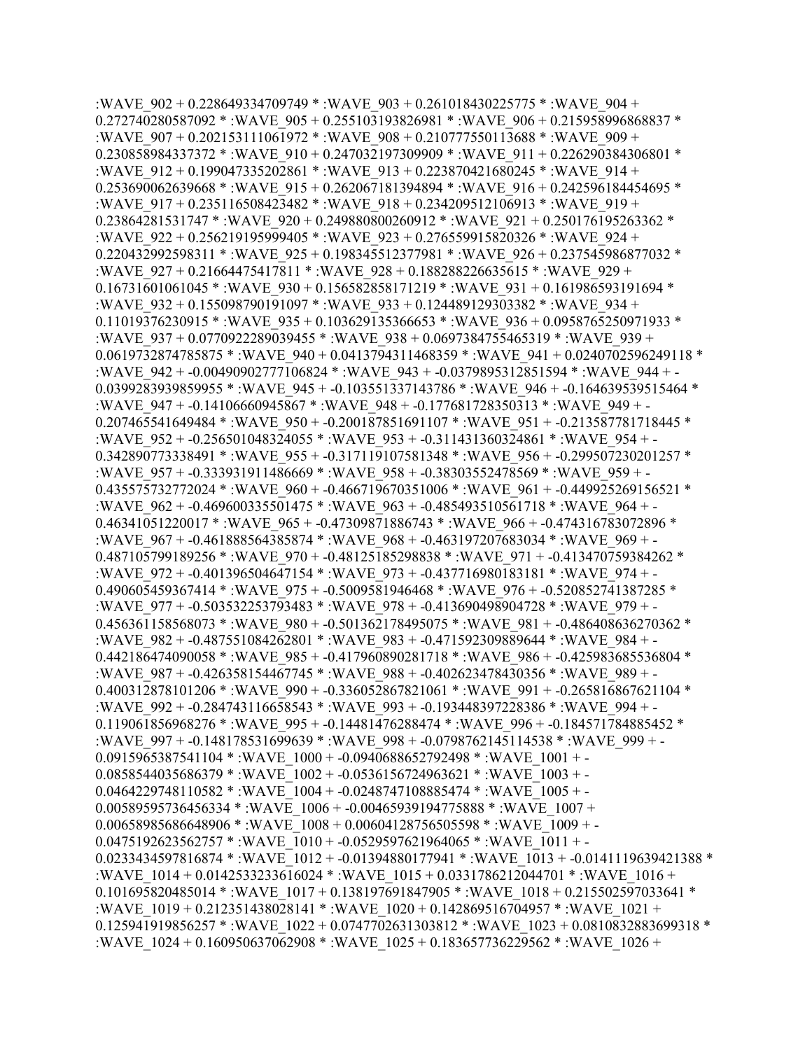:WAVE_902 + 0.228649334709749 * :WAVE_903 + 0.261018430225775 * :WAVE_904 + 0.272740280587092 * :WAVE_905 + 0.255103193826981 * :WAVE_906 + 0.215958996868837 * :WAVE_907 + 0.202153111061972 * :WAVE_908 + 0.210777550113688 * :WAVE_909 + 0.230858984337372 * :WAVE_910 + 0.247032197309909 * :WAVE_911 + 0.226290384306801 * :WAVE_912 + 0.199047335202861 * :WAVE_913 + 0.223870421680245 * :WAVE_914 + 0.253690062639668 * :WAVE_915 + 0.262067181394894 * :WAVE_916 + 0.242596184454695 * :WAVE_917 + 0.235116508423482 * :WAVE_918 + 0.234209512106913 * :WAVE_919 + 0.23864281531747 * :WAVE_920 + 0.249880800260912 * :WAVE_921 + 0.250176195263362 * :WAVE_922 + 0.256219195999405 * :WAVE_923 + 0.276559915820326 * :WAVE_924 + 0.220432992598311 * :WAVE_925 + 0.198345512377981 * :WAVE_926 + 0.237545986877032 * :WAVE_927 + 0.21664475417811 * :WAVE_928 + 0.188288226635615 * :WAVE_929 + 0.16731601061045 * :WAVE_930 + 0.156582858171219 * :WAVE_931 + 0.161986593191694 * :WAVE_932 + 0.155098790191097 * :WAVE_933 + 0.124489129303382 * :WAVE_934 + 0.11019376230915 * :WAVE_935 + 0.103629135366653 * :WAVE_936 + 0.0958765250971933 * :WAVE_937 + 0.0770922289039455 * :WAVE_938 + 0.0697384755465319 * :WAVE_939 + 0.0619732874785875 * :WAVE_940 + 0.0413794311468359 * :WAVE_941 + 0.0240702596249118 * :WAVE_942 + -0.00490902777106824 * :WAVE_943 + -0.0379895312851594 * :WAVE_944 + -0.0399283939859955 * :WAVE_945 + -0.103551337143786 * :WAVE_946 + -0.164639539515464 * :WAVE_947 + -0.14106660945867 * :WAVE_948 + -0.177681728350313 * :WAVE_949 + -0.207465541649484 * :WAVE_950 + -0.200187851691107 * :WAVE_951 + -0.213587781718445 * :WAVE_952 + -0.256501048324055 * :WAVE_953 + -0.311431360324861 * :WAVE_954 + -0.342890773338491 * :WAVE_955 + -0.317119107581348 * :WAVE_956 + -0.299507230201257 * :WAVE_957 + -0.333931911486669 * :WAVE_958 + -0.38303552478569 * :WAVE_959 + -0.435575732772024 * :WAVE_960 + -0.466719670351006 * :WAVE_961 + -0.449925269156521 * :WAVE_962 + -0.469600335501475 * :WAVE_963 + -0.485493510561718 * :WAVE_964 + -0.46341051220017 * :WAVE_965 + -0.47309871886743 * :WAVE_966 + -0.474316783072896 * :WAVE_967 + -0.461888564385874 * :WAVE_968 + -0.463197207683034 * :WAVE_969 + -0.487105799189256 * :WAVE_970 + -0.48125185298838 * :WAVE_971 + -0.413470759384262 * :WAVE_972 + -0.401396504647154 * :WAVE_973 + -0.437716980183181 * :WAVE_974 + -0.490605459367414 * :WAVE_975 + -0.5009581946468 * :WAVE_976 + -0.520852741387285 * :WAVE_977 + -0.503532253793483 * :WAVE_978 + -0.413690498904728 * :WAVE_979 + -0.456361158568073 * :WAVE_980 + -0.501362178495075 * :WAVE_981 + -0.486408636270362 * :WAVE_982 + -0.487551084262801 * :WAVE_983 + -0.471592309889644 * :WAVE_984 + -0.442186474090058 * :WAVE_985 + -0.417960890281718 * :WAVE_986 + -0.425983685536804 * :WAVE_987 + -0.426358154467745 * :WAVE_988 + -0.402623478430356 * :WAVE_989 + -0.400312878101206 * :WAVE_990 + -0.336052867821061 * :WAVE_991 + -0.265816867621104 * :WAVE_992 + -0.284743116658543 * :WAVE_993 + -0.193448397228386 * :WAVE_994 + -0.119061856968276 * :WAVE_995 + -0.14481476288474 * :WAVE_996 + -0.184571784885452 * :WAVE_997 + -0.148178531699639 * :WAVE_998 + -0.0798762145114538 * :WAVE_999 + -0.0915965387541104 * :WAVE_1000 + -0.0940688652792498 * :WAVE_1001 + -0.0858544035686379 * :WAVE_1002 + -0.0536156724963621 * :WAVE_1003 + -0.0464229748110582 * :WAVE_1004 + -0.0248747108885474 * :WAVE_1005 + -0.00589595736456334 * :WAVE_1006 + -0.00465939194775888 * :WAVE_1007 + 0.00658985686648906 * :WAVE_1008 + 0.00604128756505598 * :WAVE_1009 + -0.0475192623562757 * :WAVE_1010 + -0.0529597621964065 * :WAVE_1011 + -0.0233434597816874 * :WAVE_1012 + -0.01394880177941 * :WAVE_1013 + -0.0141119639421388 * :WAVE_1014 + 0.0142533233616024 * :WAVE_1015 + 0.0331786212044701 * :WAVE_1016 + 0.101695820485014 * :WAVE_1017 + 0.138197691847905 * :WAVE_1018 + 0.215502597033641 * :WAVE_1019 + 0.212351438028141 * :WAVE_1020 + 0.142869516704957 * :WAVE_1021 + 0.125941919856257 * :WAVE_1022 + 0.0747702631303812 * :WAVE_1023 + 0.0810832883699318 * :WAVE_1024 + 0.160950637062908 * :WAVE_1025 + 0.183657736229562 * :WAVE_1026 +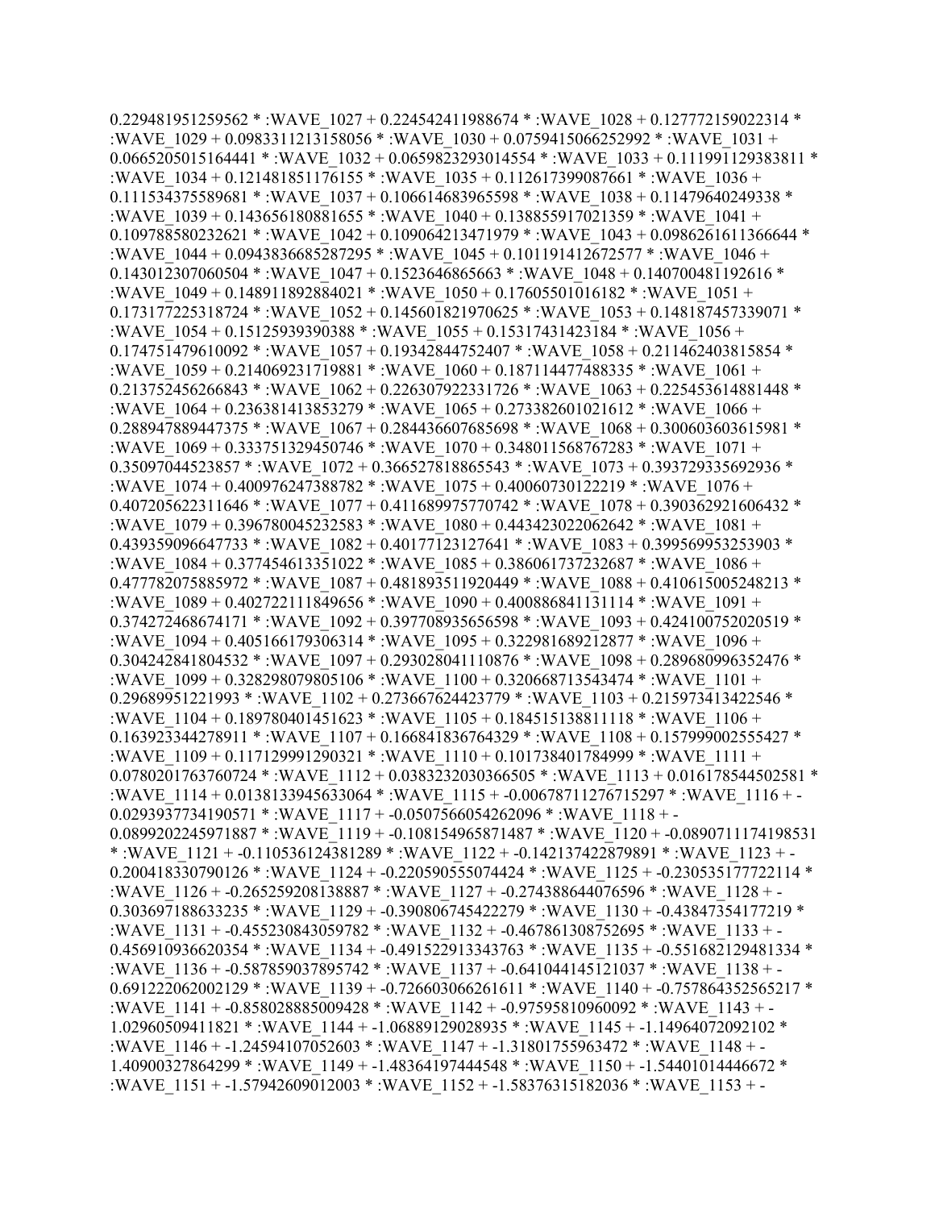0.229481951259562 * :WAVE_1027 + 0.224542411988674 * :WAVE_1028 + 0.127772159022314 * :WAVE_1029 + 0.0983311213158056 * :WAVE_1030 + 0.0759415066252992 * :WAVE_1031 + 0.0665205015164441 * :WAVE_1032 + 0.0659823293014554 * :WAVE_1033 + 0.111991129383811 * :WAVE_1034 + 0.121481851176155 * :WAVE_1035 + 0.112617399087661 * :WAVE_1036 + 0.111534375589681 * :WAVE_1037 + 0.106614683965598 * :WAVE_1038 + 0.11479640249338 * :WAVE_1039 + 0.143656180881655 * :WAVE_1040 + 0.138855917021359 * :WAVE_1041 + 0.109788580232621 * :WAVE_1042 + 0.109064213471979 * :WAVE_1043 + 0.0986261611366644 * :WAVE_1044 + 0.0943836685287295 * :WAVE_1045 + 0.101191412672577 * :WAVE_1046 + 0.143012307060504 * :WAVE_1047 + 0.1523646865663 * :WAVE_1048 + 0.140700481192616 * :WAVE_1049 + 0.148911892884021 * :WAVE_1050 + 0.17605501016182 * :WAVE_1051 + 0.173177225318724 * :WAVE_1052 + 0.145601821970625 * :WAVE_1053 + 0.148187457339071 * :WAVE_1054 + 0.15125939390388 * :WAVE_1055 + 0.15317431423184 * :WAVE_1056 + 0.174751479610092 * :WAVE_1057 + 0.19342844752407 * :WAVE_1058 + 0.211462403815854 * :WAVE_1059 + 0.214069231719881 * :WAVE_1060 + 0.187114477488335 * :WAVE_1061 + 0.213752456266843 * :WAVE_1062 + 0.226307922331726 * :WAVE_1063 + 0.225453614881448 * :WAVE_1064 + 0.236381413853279 * :WAVE_1065 + 0.273382601021612 * :WAVE_1066 + 0.288947889447375 * :WAVE_1067 + 0.284436607685698 * :WAVE_1068 + 0.300603603615981 * :WAVE_1069 + 0.333751329450746 * :WAVE_1070 + 0.348011568767283 * :WAVE_1071 + 0.35097044523857 * :WAVE_1072 + 0.366527818865543 * :WAVE_1073 + 0.393729335692936 * :WAVE_1074 + 0.400976247388782 * :WAVE_1075 + 0.40060730122219 * :WAVE_1076 + 0.407205622311646 * :WAVE_1077 + 0.411689975770742 * :WAVE_1078 + 0.390362921606432 * :WAVE_1079 + 0.396780045232583 * :WAVE_1080 + 0.443423022062642 * :WAVE_1081 + 0.439359096647733 * :WAVE_1082 + 0.40177123127641 * :WAVE_1083 + 0.399569953253903 * :WAVE_1084 + 0.377454613351022 * :WAVE_1085 + 0.386061737232687 * :WAVE_1086 + 0.477782075885972 * :WAVE_1087 + 0.481893511920449 * :WAVE_1088 + 0.410615005248213 * :WAVE_1089 + 0.402722111849656 * :WAVE_1090 + 0.400886841131114 * :WAVE_1091 + 0.374272468674171 * :WAVE_1092 + 0.397708935656598 * :WAVE_1093 + 0.424100752020519 * :WAVE_1094 + 0.405166179306314 * :WAVE_1095 + 0.322981689212877 * :WAVE_1096 + 0.304242841804532 * :WAVE_1097 + 0.293028041110876 * :WAVE_1098 + 0.289680996352476 * :WAVE_1099 + 0.328298079805106 * :WAVE_1100 + 0.320668713543474 * :WAVE_1101 + 0.29689951221993 * :WAVE_1102 + 0.273667624423779 * :WAVE_1103 + 0.215973413422546 * :WAVE_1104 + 0.189780401451623 * :WAVE_1105 + 0.184515138811118 * :WAVE_1106 + 0.163923344278911 * :WAVE_1107 + 0.166841836764329 * :WAVE_1108 + 0.157999002555427 * :WAVE_1109 + 0.117129991290321 * :WAVE_1110 + 0.101738401784999 * :WAVE_1111 + 0.0780201763760724 * :WAVE_1112 + 0.0383232030366505 * :WAVE_1113 + 0.016178544502581 * :WAVE_1114 + 0.0138133945633064 * :WAVE_1115 + -0.00678711276715297 * :WAVE_1116 + -0.0293937734190571 * :WAVE_1117 + -0.0507566054262096 * :WAVE_1118 + -0.0899202245971887 * :WAVE_1119 + -0.108154965871487 * :WAVE_1120 + -0.0890711174198531 * :WAVE_1121 + -0.110536124381289 * :WAVE_1122 + -0.142137422879891 * :WAVE_1123 + -0.200418330790126 * :WAVE_1124 + -0.220590555074424 * :WAVE_1125 + -0.230535177722114 * :WAVE_1126 + -0.265259208138887 * :WAVE_1127 + -0.274388644076596 * :WAVE_1128 + -0.303697188633235 * :WAVE_1129 + -0.390806745422279 * :WAVE_1130 + -0.43847354177219 * :WAVE_1131 + -0.455230843059782 * :WAVE_1132 + -0.467861308752695 * :WAVE_1133 + -0.456910936620354 * :WAVE_1134 + -0.491522913343763 * :WAVE_1135 + -0.551682129481334 * :WAVE_1136 + -0.587859037895742 * :WAVE_1137 + -0.641044145121037 * :WAVE_1138 + -0.691222062002129 * :WAVE_1139 + -0.726603066261611 * :WAVE_1140 + -0.757864352565217 * :WAVE_1141 + -0.858028885009428 * :WAVE_1142 + -0.97595810960092 * :WAVE_1143 + -1.02960509411821 * :WAVE_1144 + -1.06889129028935 * :WAVE_1145 + -1.14964072092102 * :WAVE_1146 + -1.24594107052603 * :WAVE_1147 + -1.31801755963472 * :WAVE_1148 + -1.40900327864299 * :WAVE_1149 + -1.48364197444548 * :WAVE_1150 + -1.54401014446672 * :WAVE_1151 + -1.57942609012003 * :WAVE_1152 + -1.58376315182036 * :WAVE_1153 + -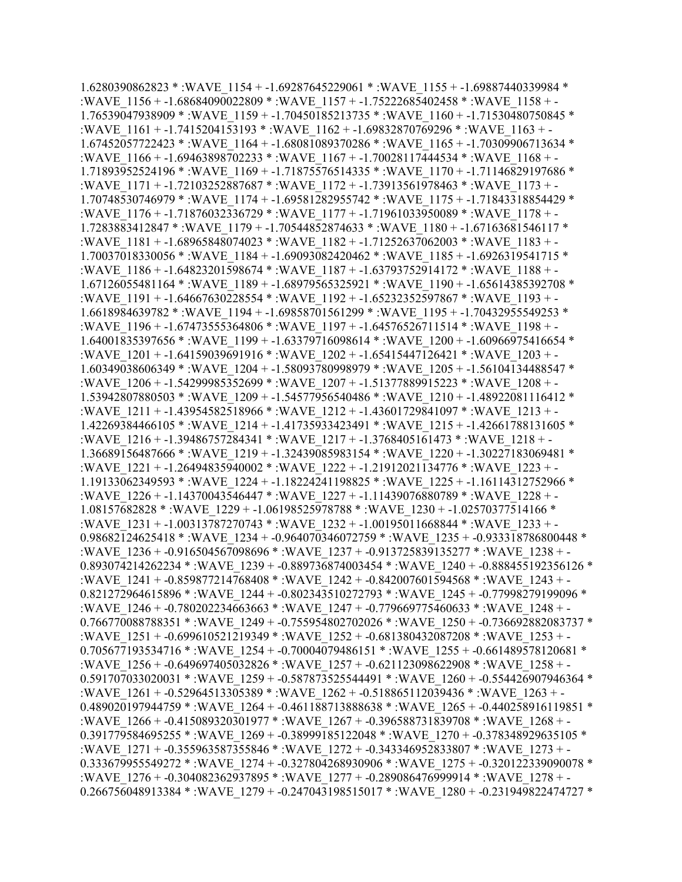1.6280390862823 * :WAVE_1154 + -1.69287645229061 * :WAVE_1155 + -1.69887440339984 * :WAVE_1156 + -1.68684090022809 * :WAVE_1157 + -1.75222685402458 * :WAVE_1158 + -1.76539047938909 * :WAVE_1159 + -1.70450185213735 * :WAVE_1160 + -1.71530480750845 * :WAVE_1161 + -1.7415204153193 * :WAVE_1162 + -1.69832870769296 * :WAVE_1163 + -1.67452057722423 * :WAVE_1164 + -1.68081089370286 * :WAVE_1165 + -1.70309906713634 * :WAVE_1166 + -1.69463898702233 * :WAVE_1167 + -1.70028117444534 * :WAVE_1168 + -1.71893952524196 * :WAVE_1169 + -1.71875576514335 * :WAVE_1170 + -1.71146829197686 * :WAVE_1171 + -1.72103252887687 * :WAVE_1172 + -1.73913561978463 * :WAVE_1173 + -1.70748530746979 * :WAVE_1174 + -1.69581282955742 * :WAVE_1175 + -1.71843318854429 * :WAVE_1176 + -1.71876032336729 * :WAVE_1177 + -1.71961033950089 * :WAVE_1178 + -1.7283883412847 * :WAVE_1179 + -1.70544852874633 * :WAVE_1180 + -1.67163681546117 * :WAVE_1181 + -1.68965848074023 * :WAVE_1182 + -1.71252637062003 * :WAVE_1183 + -1.70037018330056 * :WAVE_1184 + -1.69093082420462 * :WAVE_1185 + -1.6926319541715 * :WAVE_1186 + -1.64823201598674 * :WAVE_1187 + -1.63793752914172 * :WAVE_1188 + -1.67126055481164 * :WAVE_1189 + -1.68979565325921 * :WAVE_1190 + -1.65614385392708 * :WAVE_1191 + -1.64667630228554 * :WAVE_1192 + -1.65232352597867 * :WAVE_1193 + -1.6618984639782 * :WAVE_1194 + -1.69858701561299 * :WAVE_1195 + -1.70432955549253 * :WAVE_1196 + -1.67473555364806 * :WAVE_1197 + -1.64576526711514 * :WAVE_1198 + -1.64001835397656 * :WAVE_1199 + -1.63379716098614 * :WAVE_1200 + -1.60966975416654 * :WAVE_1201 + -1.64159039691916 * :WAVE_1202 + -1.65415447126421 * :WAVE_1203 + -1.60349038606349 * :WAVE_1204 + -1.58093780998979 * :WAVE_1205 + -1.56104134488547 * :WAVE_1206 + -1.54299985352699 * :WAVE_1207 + -1.51377889915223 * :WAVE_1208 + -1.53942807880503 * :WAVE_1209 + -1.54577956540486 * :WAVE_1210 + -1.48922081116412 * :WAVE_1211 + -1.43954582518966 * :WAVE_1212 + -1.43601729841097 * :WAVE_1213 + -1.42269384466105 * :WAVE_1214 + -1.41735933423491 * :WAVE_1215 + -1.42661788131605 * :WAVE_1216 + -1.39486757284341 * :WAVE_1217 + -1.3768405161473 * :WAVE_1218 + -1.36689156487666 * :WAVE_1219 + -1.32439085983154 * :WAVE_1220 + -1.30227183069481 * :WAVE_1221 + -1.26494835940002 * :WAVE_1222 + -1.21912021134776 * :WAVE_1223 + -1.19133062349593 * :WAVE_1224 + -1.18224241198825 * :WAVE_1225 + -1.16114312752966 * :WAVE_1226 + -1.14370043546447 * :WAVE_1227 + -1.11439076880789 * :WAVE_1228 + -1.08157682828 * :WAVE_1229 + -1.06198525978788 * :WAVE_1230 + -1.02570377514166 * :WAVE_1231 + -1.00313787270743 * :WAVE_1232 + -1.00195011668844 * :WAVE_1233 + -0.98682124625418 * :WAVE_1234 + -0.964070346072759 * :WAVE_1235 + -0.933318786800448 * :WAVE_1236 + -0.916504567098696 * :WAVE_1237 + -0.913725839135277 * :WAVE_1238 + -0.893074214262234 * :WAVE_1239 + -0.889736874003454 * :WAVE_1240 + -0.888455192356126 * :WAVE_1241 + -0.859877214768408 * :WAVE_1242 + -0.842007601594568 * :WAVE_1243 + -0.821272964615896 * :WAVE_1244 + -0.802343510272793 * :WAVE_1245 + -0.77998279199096 * :WAVE_1246 + -0.780202234663663 * :WAVE_1247 + -0.779669775460633 * :WAVE_1248 + -0.766770088788351 * :WAVE_1249 + -0.755954802702026 * :WAVE_1250 + -0.736692882083737 * :WAVE_1251 + -0.699610521219349 * :WAVE_1252 + -0.681380432087208 * :WAVE_1253 + -0.705677193534716 * :WAVE_1254 + -0.70004079486151 * :WAVE_1255 + -0.661489578120681 * :WAVE_1256 + -0.649697405032826 * :WAVE_1257 + -0.621123098622908 * :WAVE_1258 + -0.591707033020031 * :WAVE_1259 + -0.587873525544491 * :WAVE_1260 + -0.554426907946364 * :WAVE_1261 + -0.52964513305389 * :WAVE_1262 + -0.518865112039436 * :WAVE_1263 + -0.489020197944759 * :WAVE_1264 + -0.461188713888638 * :WAVE_1265 + -0.440258916119851 * :WAVE_1266 + -0.415089320301977 * :WAVE_1267 + -0.396588731839708 * :WAVE_1268 + -0.391779584695255 * :WAVE_1269 + -0.38999185122048 * :WAVE_1270 + -0.378348929635105 * :WAVE_1271 + -0.355963587355846 * :WAVE_1272 + -0.343346952833807 * :WAVE_1273 + -0.333679955549272 * :WAVE_1274 + -0.327804268930906 * :WAVE_1275 + -0.320122339090078 * :WAVE_1276 + -0.304082362937895 * :WAVE_1277 + -0.289086476999914 * :WAVE_1278 + -0.266756048913384 * :WAVE_1279 + -0.247043198515017 * :WAVE_1280 + -0.231949822474727 *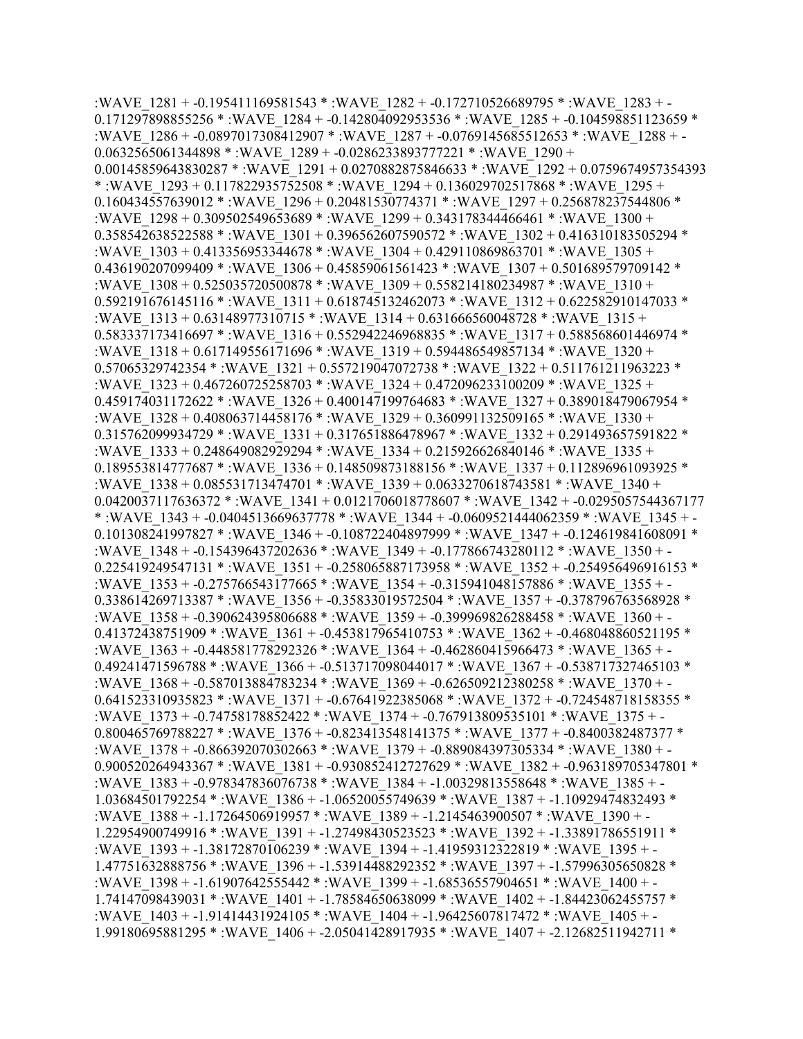:WAVE_1281 + -0.195411169581543 * :WAVE_1282 + -0.172710526689795 * :WAVE_1283 + -0.171297898855256 * :WAVE_1284 + -0.142804092953536 * :WAVE_1285 + -0.104598851123659 * :WAVE_1286 + -0.0897017308412907 * :WAVE_1287 + -0.0769145685512653 * :WAVE_1288 + -0.0632565061344898 * :WAVE_1289 + -0.0286233893777221 * :WAVE_1290 + 0.00145859643830287 * :WAVE_1291 + 0.0270882875846633 * :WAVE_1292 + 0.0759674957354393 * :WAVE_1293 + 0.117822935752508 * :WAVE_1294 + 0.136029702517868 * :WAVE_1295 + 0.160434557639012 * :WAVE_1296 + 0.20481530774371 * :WAVE_1297 + 0.256878237544806 * :WAVE_1298 + 0.309502549653689 * :WAVE_1299 + 0.343178344466461 * :WAVE_1300 + 0.358542638522588 * :WAVE_1301 + 0.396562607590572 * :WAVE_1302 + 0.416310183505294 * :WAVE_1303 + 0.413356953344678 * :WAVE_1304 + 0.429110869863701 * :WAVE_1305 + 0.436190207099409 * :WAVE_1306 + 0.45859061561423 * :WAVE_1307 + 0.501689579709142 * :WAVE_1308 + 0.525035720500878 * :WAVE_1309 + 0.558214180234987 * :WAVE_1310 + 0.592191676145116 * :WAVE_1311 + 0.618745132462073 * :WAVE_1312 + 0.622582910147033 * :WAVE_1313 + 0.63148977310715 * :WAVE_1314 + 0.631666560048728 * :WAVE_1315 + 0.583337173416697 * :WAVE_1316 + 0.552942246968835 * :WAVE_1317 + 0.588568601446974 * :WAVE_1318 + 0.617149556171696 * :WAVE_1319 + 0.594486549857134 * :WAVE_1320 + 0.57065329742354 * :WAVE_1321 + 0.557219047072738 * :WAVE_1322 + 0.511761211963223 * :WAVE_1323 + 0.467260725258703 * :WAVE_1324 + 0.472096233100209 * :WAVE_1325 + 0.459174031172622 * :WAVE_1326 + 0.400147199764683 * :WAVE_1327 + 0.389018479067954 * :WAVE_1328 + 0.408063714458176 * :WAVE_1329 + 0.360991132509165 * :WAVE_1330 + 0.315762099934729 * :WAVE_1331 + 0.317651886478967 * :WAVE_1332 + 0.291493657591822 * :WAVE_1333 + 0.248649082929294 * :WAVE_1334 + 0.215926626840146 * :WAVE_1335 + 0.189553814777687 * :WAVE_1336 + 0.148509873188156 * :WAVE_1337 + 0.112896961093925 * :WAVE_1338 + 0.085531713474701 * :WAVE_1339 + 0.0633270618743581 * :WAVE_1340 + 0.0420037117636372 * :WAVE_1341 + 0.0121706018778607 * :WAVE_1342 + -0.0295057544367177 * :WAVE_1343 + -0.0404513669637778 * :WAVE_1344 + -0.0609521444062359 * :WAVE_1345 + -0.101308241997827 * :WAVE_1346 + -0.108722404897999 * :WAVE_1347 + -0.124619841608091 * :WAVE_1348 + -0.154396437202636 * :WAVE_1349 + -0.177866743280112 * :WAVE_1350 + -0.225419249547131 * :WAVE_1351 + -0.258065887173958 * :WAVE_1352 + -0.254956496916153 * :WAVE_1353 + -0.275766543177665 * :WAVE_1354 + -0.315941048157886 * :WAVE_1355 + -0.338614269713387 * :WAVE_1356 + -0.35833019572504 * :WAVE_1357 + -0.378796763568928 * :WAVE_1358 + -0.390624395806688 * :WAVE_1359 + -0.399969826288458 * :WAVE_1360 + -0.41372438751909 * :WAVE_1361 + -0.453817965410753 * :WAVE_1362 + -0.468048860521195 * :WAVE_1363 + -0.448581778292326 * :WAVE_1364 + -0.462860415966473 * :WAVE_1365 + -0.49241471596788 * :WAVE_1366 + -0.513717098044017 * :WAVE_1367 + -0.538717327465103 * :WAVE_1368 + -0.587013884783234 * :WAVE_1369 + -0.626509212380258 * :WAVE_1370 + -0.641523310935823 * :WAVE_1371 + -0.67641922385068 * :WAVE_1372 + -0.724548718158355 * :WAVE_1373 + -0.74758178852422 * :WAVE_1374 + -0.767913809535101 * :WAVE_1375 + -0.800465769788227 * :WAVE_1376 + -0.823413548141375 * :WAVE_1377 + -0.8400382487377 * :WAVE_1378 + -0.866392070302663 * :WAVE_1379 + -0.889084397305334 * :WAVE_1380 + -0.900520264943367 * :WAVE_1381 + -0.930852412727629 * :WAVE_1382 + -0.963189705347801 * :WAVE_1383 + -0.978347836076738 * :WAVE_1384 + -1.00329813558648 * :WAVE_1385 + -1.03684501792254 * :WAVE_1386 + -1.06520055749639 * :WAVE_1387 + -1.10929474832493 * :WAVE_1388 + -1.17264506919957 * :WAVE_1389 + -1.2145463900507 * :WAVE_1390 + -1.22954900749916 * :WAVE_1391 + -1.27498430523523 * :WAVE_1392 + -1.33891786551911 * :WAVE_1393 + -1.38172870106239 * :WAVE_1394 + -1.41959312322819 * :WAVE_1395 + -1.47751632888756 * :WAVE_1396 + -1.53914488292352 * :WAVE_1397 + -1.57996305650828 * :WAVE_1398 + -1.61907642555442 * :WAVE_1399 + -1.68536557904651 * :WAVE_1400 + -1.74147098439031 * :WAVE_1401 + -1.78584650638099 * :WAVE_1402 + -1.84423062455757 * :WAVE_1403 + -1.91414431924105 * :WAVE_1404 + -1.96425607817472 * :WAVE_1405 + -1.99180695881295 * :WAVE_1406 + -2.05041428917935 * :WAVE_1407 + -2.12682511942711 *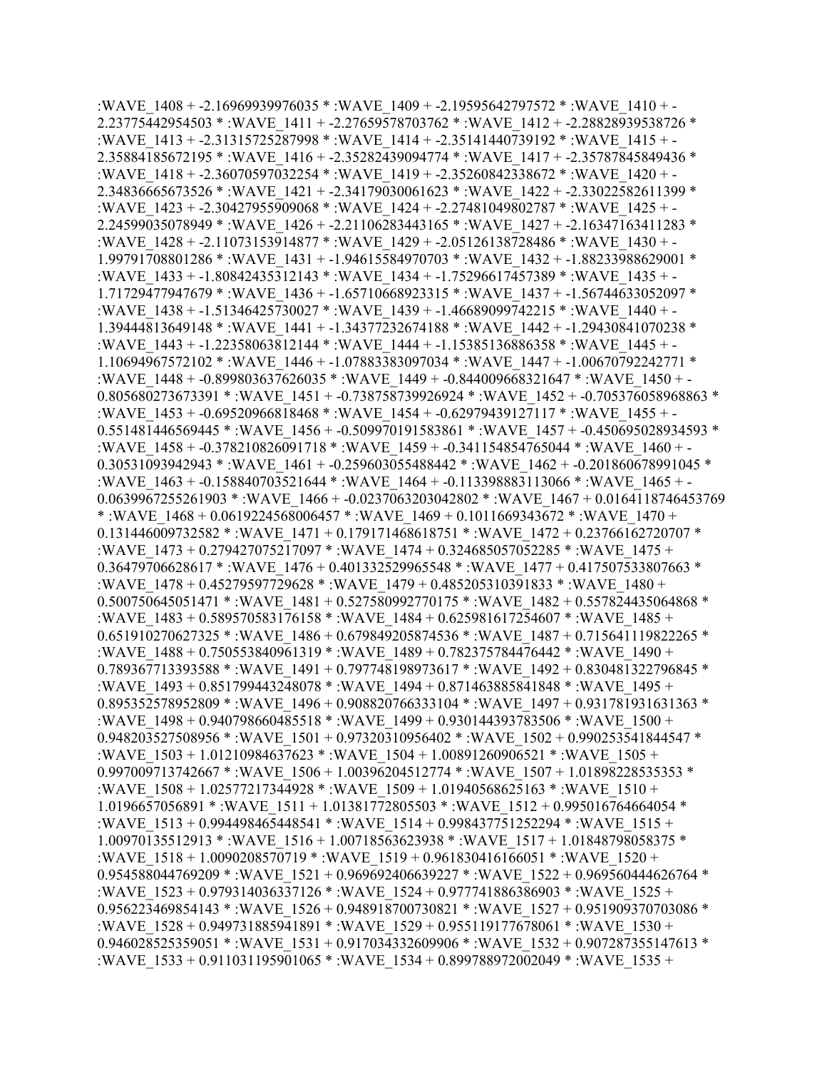:WAVE_1408 + -2.16969939976035 * :WAVE_1409 + -2.19595642797572 * :WAVE_1410 + -2.23775442954503 * :WAVE_1411 + -2.27659578703762 * :WAVE_1412 + -2.28828939538726 * :WAVE_1413 + -2.31315725287998 * :WAVE_1414 + -2.35141440739192 * :WAVE_1415 + -2.35884185672195 * :WAVE_1416 + -2.35282439094774 * :WAVE_1417 + -2.35787845849436 * :WAVE_1418 + -2.36070597032254 * :WAVE_1419 + -2.35260842338672 * :WAVE_1420 + -2.34836665673526 * :WAVE_1421 + -2.34179030061623 * :WAVE_1422 + -2.33022582611399 * :WAVE_1423 + -2.30427955909068 * :WAVE_1424 + -2.27481049802787 * :WAVE_1425 + -2.24599035078949 * :WAVE_1426 + -2.21106283443165 * :WAVE_1427 + -2.16347163411283 * :WAVE_1428 + -2.11073153914877 * :WAVE_1429 + -2.05126138728486 * :WAVE_1430 + -1.99791708801286 * :WAVE_1431 + -1.94615584970703 * :WAVE_1432 + -1.88233988629001 * :WAVE_1433 + -1.80842435312143 * :WAVE_1434 + -1.75296617457389 * :WAVE_1435 + -1.71729477947679 * :WAVE_1436 + -1.65710668923315 * :WAVE_1437 + -1.56744633052097 * :WAVE_1438 + -1.51346425730027 * :WAVE_1439 + -1.46689099742215 * :WAVE_1440 + -1.39444813649148 * :WAVE_1441 + -1.34377232674188 * :WAVE_1442 + -1.29430841070238 * :WAVE_1443 + -1.22358063812144 * :WAVE_1444 + -1.15385136886358 * :WAVE_1445 + -1.10694967572102 * :WAVE_1446 + -1.07883383097034 * :WAVE_1447 + -1.00670792242771 * :WAVE_1448 + -0.899803637626035 * :WAVE_1449 + -0.844009668321647 * :WAVE_1450 + -0.805680273673391 * :WAVE_1451 + -0.738758739926924 * :WAVE_1452 + -0.705376058968863 * :WAVE_1453 + -0.69520966818468 * :WAVE_1454 + -0.62979439127117 * :WAVE_1455 + -0.551481446569445 * :WAVE_1456 + -0.509970191583861 * :WAVE_1457 + -0.450695028934593 * :WAVE_1458 + -0.378210826091718 * :WAVE_1459 + -0.341154854765044 * :WAVE_1460 + -0.30531093942943 * :WAVE_1461 + -0.259603055488442 * :WAVE_1462 + -0.201860678991045 * :WAVE_1463 + -0.158840703521644 * :WAVE_1464 + -0.113398883113066 * :WAVE_1465 + -0.0639967255261903 * :WAVE_1466 + -0.0237063203042802 * :WAVE_1467 + 0.0164118746453769 * :WAVE_1468 + 0.0619224568006457 * :WAVE_1469 + 0.1011669343672 * :WAVE_1470 + 0.131446009732582 * :WAVE_1471 + 0.179171468618751 * :WAVE_1472 + 0.23766162720707 * :WAVE_1473 + 0.279427075217097 * :WAVE_1474 + 0.324685057052285 * :WAVE_1475 + 0.36479706628617 * :WAVE_1476 + 0.401332529965548 * :WAVE_1477 + 0.417507533807663 * :WAVE_1478 + 0.45279597729628 * :WAVE_1479 + 0.485205310391833 * :WAVE_1480 + 0.500750645051471 * :WAVE_1481 + 0.527580992770175 * :WAVE_1482 + 0.557824435064868 * :WAVE_1483 + 0.589570583176158 * :WAVE_1484 + 0.625981617254607 * :WAVE_1485 + 0.651910270627325 * :WAVE_1486 + 0.679849205874536 * :WAVE_1487 + 0.715641119822265 * :WAVE_1488 + 0.750553840961319 * :WAVE_1489 + 0.782375784476442 * :WAVE_1490 + 0.789367713393588 * :WAVE_1491 + 0.797748198973617 * :WAVE_1492 + 0.830481322796845 * :WAVE_1493 + 0.851799443248078 * :WAVE_1494 + 0.871463885841848 * :WAVE_1495 + 0.895352578952809 * :WAVE_1496 + 0.908820766333104 * :WAVE_1497 + 0.931781931631363 * :WAVE_1498 + 0.940798660485518 * :WAVE_1499 + 0.930144393783506 * :WAVE_1500 + 0.948203527508956 * :WAVE_1501 + 0.97320310956402 * :WAVE_1502 + 0.990253541844547 * :WAVE_1503 + 1.01210984637623 * :WAVE_1504 + 1.00891260906521 * :WAVE_1505 + 0.997009713742667 * :WAVE_1506 + 1.00396204512774 * :WAVE_1507 + 1.01898228535353 * :WAVE_1508 + 1.02577217344928 * :WAVE_1509 + 1.01940568625163 * :WAVE_1510 + 1.0196657056891 * :WAVE_1511 + 1.01381772805503 * :WAVE_1512 + 0.995016764664054 * :WAVE_1513 + 0.994498465448541 * :WAVE_1514 + 0.998437751252294 * :WAVE_1515 + 1.00970135512913 * :WAVE_1516 + 1.00718563623938 * :WAVE_1517 + 1.01848798058375 * :WAVE_1518 + 1.0090208570719 * :WAVE_1519 + 0.961830416166051 * :WAVE_1520 + 0.954588044769209 * :WAVE_1521 + 0.969692406639227 * :WAVE_1522 + 0.969560444626764 * :WAVE_1523 + 0.979314036337126 * :WAVE_1524 + 0.977741886386903 * :WAVE_1525 + 0.956223469854143 * :WAVE_1526 + 0.948918700730821 * :WAVE_1527 + 0.951909370703086 * :WAVE_1528 + 0.949731885941891 * :WAVE_1529 + 0.955119177678061 * :WAVE_1530 + 0.946028525359051 * :WAVE_1531 + 0.917034332609906 * :WAVE_1532 + 0.907287355147613 * :WAVE_1533 + 0.911031195901065 * :WAVE_1534 + 0.899788972002049 * :WAVE_1535 +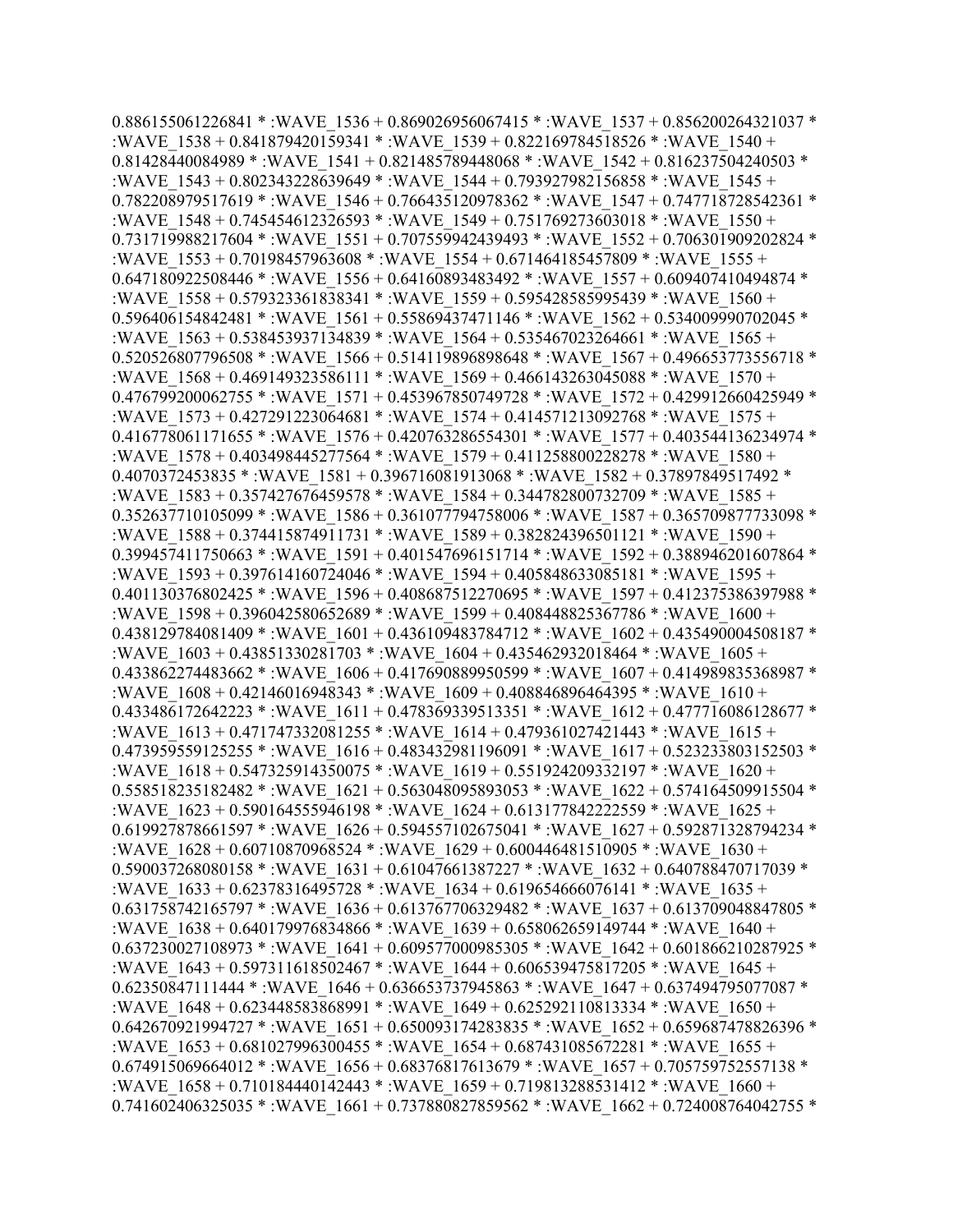0.886155061226841 * :WAVE_1536 + 0.869026956067415 * :WAVE_1537 + 0.856200264321037 * :WAVE_1538 + 0.841879420159341 * :WAVE_1539 + 0.822169784518526 * :WAVE_1540 + 0.81428440084989 * :WAVE_1541 + 0.821485789448068 * :WAVE_1542 + 0.816237504240503 * :WAVE_1543 + 0.802343228639649 * :WAVE_1544 + 0.793927982156858 * :WAVE_1545 + 0.782208979517619 * :WAVE_1546 + 0.766435120978362 * :WAVE_1547 + 0.747718728542361 * :WAVE_1548 + 0.745454612326593 * :WAVE_1549 + 0.751769273603018 * :WAVE_1550 + 0.731719988217604 * :WAVE_1551 + 0.707559942439493 * :WAVE_1552 + 0.706301909202824 * :WAVE_1553 + 0.70198457963608 * :WAVE_1554 + 0.671464185457809 * :WAVE_1555 + 0.647180922508446 * :WAVE_1556 + 0.64160893483492 * :WAVE_1557 + 0.609407410494874 * :WAVE_1558 + 0.579323361838341 * :WAVE_1559 + 0.595428585995439 * :WAVE_1560 + 0.596406154842481 * :WAVE_1561 + 0.55869437471146 * :WAVE_1562 + 0.534009990702045 * :WAVE_1563 + 0.538453937134839 * :WAVE_1564 + 0.535467023264661 * :WAVE_1565 + 0.520526807796508 * :WAVE_1566 + 0.514119896898648 * :WAVE_1567 + 0.496653773556718 * :WAVE_1568 + 0.469149323586111 * :WAVE_1569 + 0.466143263045088 * :WAVE_1570 + 0.476799200062755 * :WAVE_1571 + 0.453967850749728 * :WAVE_1572 + 0.429912660425949 * :WAVE_1573 + 0.427291223064681 * :WAVE_1574 + 0.414571213092768 * :WAVE_1575 + 0.416778061171655 * :WAVE_1576 + 0.420763286554301 * :WAVE_1577 + 0.403544136234974 * :WAVE_1578 + 0.403498445277564 * :WAVE_1579 + 0.411258800228278 * :WAVE_1580 + 0.4070372453835 * :WAVE_1581 + 0.396716081913068 * :WAVE_1582 + 0.37897849517492 * :WAVE_1583 + 0.357427676459578 * :WAVE_1584 + 0.344782800732709 * :WAVE_1585 + 0.352637710105099 * :WAVE_1586 + 0.361077794758006 * :WAVE_1587 + 0.365709877733098 * :WAVE_1588 + 0.374415874911731 * :WAVE_1589 + 0.382824396501121 * :WAVE_1590 + 0.399457411750663 * :WAVE_1591 + 0.401547696151714 * :WAVE_1592 + 0.388946201607864 * :WAVE_1593 + 0.397614160724046 * :WAVE_1594 + 0.405848633085181 * :WAVE_1595 + 0.401130376802425 * :WAVE_1596 + 0.408687512270695 * :WAVE_1597 + 0.412375386397988 * :WAVE_1598 + 0.396042580652689 * :WAVE_1599 + 0.408448825367786 * :WAVE_1600 + 0.438129784081409 * :WAVE_1601 + 0.436109483784712 * :WAVE_1602 + 0.435490004508187 * :WAVE_1603 + 0.43851330281703 * :WAVE_1604 + 0.435462932018464 * :WAVE_1605 + 0.433862274483662 * :WAVE_1606 + 0.417690889950599 * :WAVE_1607 + 0.414989835368987 * :WAVE_1608 + 0.42146016948343 * :WAVE_1609 + 0.408846896464395 * :WAVE_1610 + 0.433486172642223 * :WAVE_1611 + 0.478369339513351 * :WAVE_1612 + 0.477716086128677 * :WAVE_1613 + 0.471747332081255 * :WAVE_1614 + 0.479361027421443 * :WAVE_1615 + 0.473959559125255 * :WAVE_1616 + 0.483432981196091 * :WAVE_1617 + 0.523233803152503 * :WAVE_1618 + 0.547325914350075 * :WAVE_1619 + 0.551924209332197 * :WAVE_1620 + 0.558518235182482 * :WAVE_1621 + 0.563048095893053 * :WAVE_1622 + 0.574164509915504 * :WAVE_1623 + 0.590164555946198 * :WAVE_1624 + 0.613177842222559 * :WAVE_1625 + 0.619927878661597 * :WAVE_1626 + 0.594557102675041 * :WAVE_1627 + 0.592871328794234 * :WAVE_1628 + 0.60710870968524 * :WAVE_1629 + 0.600446481510905 * :WAVE_1630 + 0.590037268080158 * :WAVE_1631 + 0.61047661387227 * :WAVE_1632 + 0.640788470717039 * :WAVE_1633 + 0.62378316495728 * :WAVE_1634 + 0.619654666076141 * :WAVE_1635 + 0.631758742165797 * :WAVE_1636 + 0.613767706329482 * :WAVE_1637 + 0.613709048847805 * :WAVE_1638 + 0.640179976834866 * :WAVE_1639 + 0.658062659149744 * :WAVE_1640 + 0.637230027108973 * :WAVE_1641 + 0.609577000985305 * :WAVE_1642 + 0.601866210287925 * :WAVE_1643 + 0.597311618502467 * :WAVE_1644 + 0.606539475817205 * :WAVE_1645 + 0.62350847111444 * :WAVE_1646 + 0.636653737945863 * :WAVE_1647 + 0.637494795077087 * :WAVE_1648 + 0.623448583868991 * :WAVE_1649 + 0.625292110813334 * :WAVE_1650 + 0.642670921994727 * :WAVE_1651 + 0.650093174283835 * :WAVE_1652 + 0.659687478826396 * :WAVE_1653 + 0.681027996300455 * :WAVE_1654 + 0.687431085672281 * :WAVE_1655 + 0.674915069664012 * :WAVE_1656 + 0.68376817613679 * :WAVE_1657 + 0.705759752557138 * :WAVE_1658 + 0.710184440142443 * :WAVE_1659 + 0.719813288531412 * :WAVE_1660 + 0.741602406325035 * :WAVE_1661 + 0.737880827859562 * :WAVE_1662 + 0.724008764042755 *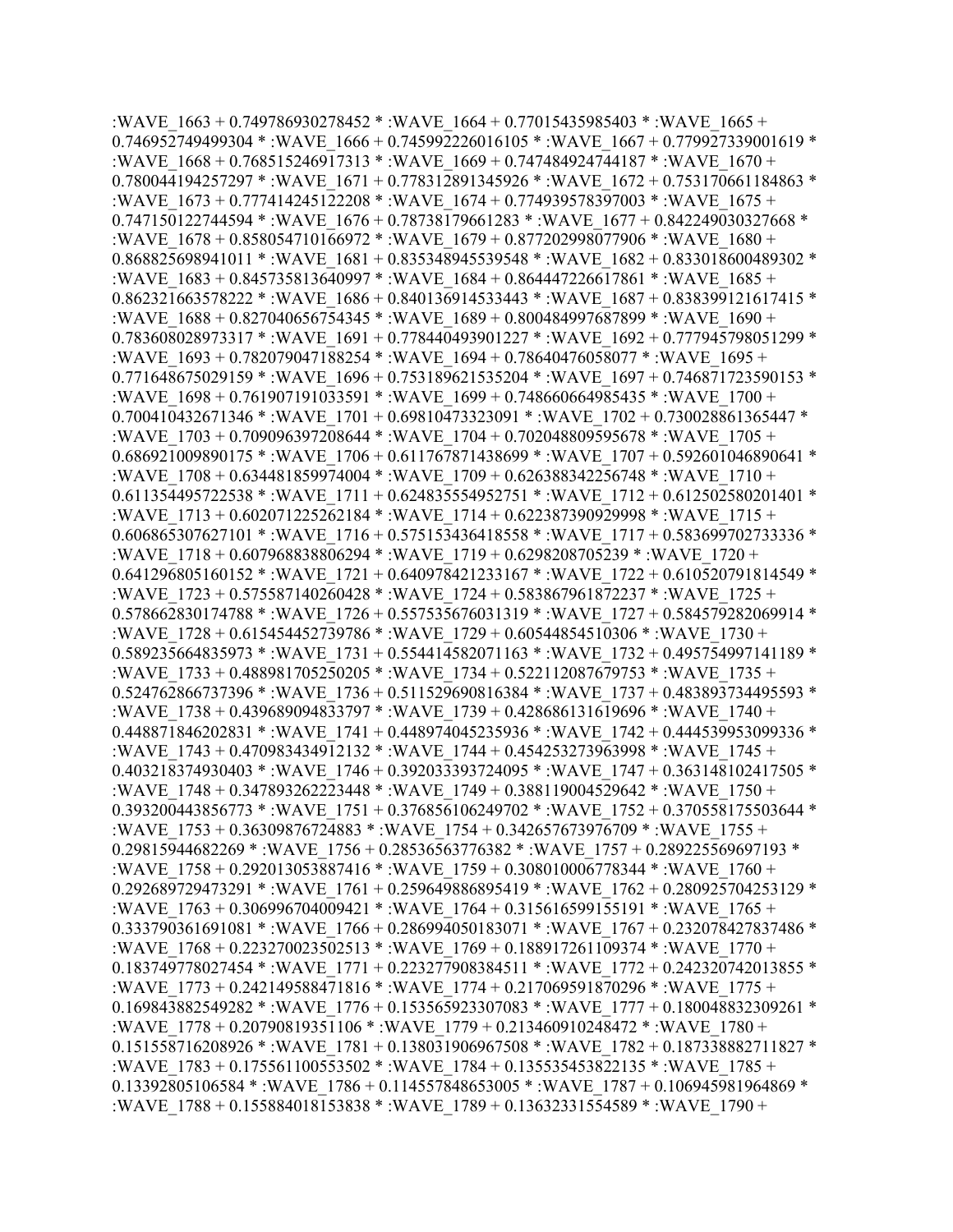:WAVE_1663 + 0.749786930278452 * :WAVE_1664 + 0.77015435985403 * :WAVE_1665 + 0.746952749499304 * :WAVE_1666 + 0.745992226016105 * :WAVE_1667 + 0.779927339001619 * :WAVE_1668 + 0.768515246917313 * :WAVE_1669 + 0.747484924744187 * :WAVE_1670 + 0.780044194257297 * :WAVE_1671 + 0.778312891345926 * :WAVE_1672 + 0.753170661184863 * :WAVE_1673 + 0.777414245122208 * :WAVE_1674 + 0.774939578397003 * :WAVE_1675 + 0.747150122744594 * :WAVE_1676 + 0.78738179661283 * :WAVE_1677 + 0.842249030327668 * :WAVE_1678 + 0.858054710166972 * :WAVE_1679 + 0.877202998077906 * :WAVE_1680 + 0.868825698941011 * :WAVE_1681 + 0.835348945539548 * :WAVE_1682 + 0.833018600489302 * :WAVE_1683 + 0.845735813640997 * :WAVE_1684 + 0.864447226617861 * :WAVE_1685 + 0.862321663578222 * :WAVE_1686 + 0.840136914533443 * :WAVE_1687 + 0.838399121617415 * :WAVE_1688 + 0.827040656754345 * :WAVE_1689 + 0.800484997687899 * :WAVE_1690 + 0.783608028973317 * :WAVE_1691 + 0.778440493901227 * :WAVE_1692 + 0.777945798051299 * :WAVE_1693 + 0.782079047188254 * :WAVE_1694 + 0.78640476058077 * :WAVE_1695 + 0.771648675029159 * :WAVE_1696 + 0.753189621535204 * :WAVE_1697 + 0.746871723590153 * :WAVE_1698 + 0.761907191033591 * :WAVE_1699 + 0.748660664985435 * :WAVE_1700 + 0.700410432671346 * :WAVE_1701 + 0.69810473323091 * :WAVE_1702 + 0.730028861365447 * :WAVE_1703 + 0.709096397208644 * :WAVE_1704 + 0.702048809595678 * :WAVE_1705 + 0.686921009890175 * :WAVE_1706 + 0.611767871438699 * :WAVE_1707 + 0.592601046890641 * :WAVE_1708 + 0.634481859974004 * :WAVE_1709 + 0.626388342256748 * :WAVE_1710 + 0.611354495722538 * :WAVE_1711 + 0.624835554952751 * :WAVE_1712 + 0.612502580201401 * :WAVE_1713 + 0.602071225262184 * :WAVE_1714 + 0.622387390929998 * :WAVE_1715 + 0.606865307627101 * :WAVE_1716 + 0.575153436418558 * :WAVE_1717 + 0.583699702733336 * :WAVE_1718 + 0.607968838806294 * :WAVE_1719 + 0.6298208705239 * :WAVE_1720 + 0.641296805160152 * :WAVE_1721 + 0.640978421233167 * :WAVE_1722 + 0.610520791814549 * :WAVE_1723 + 0.575587140260428 * :WAVE_1724 + 0.583867961872237 * :WAVE_1725 + 0.578662830174788 * :WAVE_1726 + 0.557535676031319 * :WAVE_1727 + 0.584579282069914 * :WAVE_1728 + 0.615454452739786 * :WAVE_1729 + 0.60544854510306 * :WAVE_1730 + 0.589235664835973 * :WAVE_1731 + 0.554414582071163 * :WAVE_1732 + 0.495754997141189 * :WAVE_1733 + 0.488981705250205 * :WAVE_1734 + 0.522112087679753 * :WAVE_1735 + 0.524762866737396 * :WAVE_1736 + 0.511529690816384 * :WAVE_1737 + 0.483893734495593 * :WAVE_1738 + 0.439689094833797 * :WAVE_1739 + 0.428686131619696 * :WAVE_1740 + 0.448871846202831 * :WAVE_1741 + 0.448974045235936 * :WAVE_1742 + 0.444539953099336 * :WAVE_1743 + 0.470983434912132 * :WAVE_1744 + 0.454253273963998 * :WAVE_1745 + 0.403218374930403 * :WAVE_1746 + 0.392033393724095 * :WAVE_1747 + 0.363148102417505 * :WAVE_1748 + 0.347893262223448 * :WAVE_1749 + 0.388119004529642 * :WAVE_1750 + 0.393200443856773 * :WAVE_1751 + 0.376856106249702 * :WAVE_1752 + 0.370558175503644 * :WAVE_1753 + 0.36309876724883 * :WAVE_1754 + 0.342657673976709 * :WAVE_1755 + 0.29815944682269 * :WAVE_1756 + 0.28536563776382 * :WAVE_1757 + 0.289225569697193 * :WAVE_1758 + 0.292013053887416 * :WAVE_1759 + 0.308010006778344 * :WAVE_1760 + 0.292689729473291 * :WAVE_1761 + 0.259649886895419 * :WAVE_1762 + 0.280925704253129 * :WAVE_1763 + 0.306996704009421 * :WAVE_1764 + 0.315616599155191 * :WAVE_1765 + 0.333790361691081 * :WAVE_1766 + 0.286994050183071 * :WAVE_1767 + 0.232078427837486 * :WAVE_1768 + 0.223270023502513 * :WAVE_1769 + 0.188917261109374 * :WAVE_1770 + 0.183749778027454 * :WAVE_1771 + 0.223277908384511 * :WAVE_1772 + 0.242320742013855 * :WAVE_1773 + 0.242149588471816 * :WAVE_1774 + 0.217069591870296 * :WAVE_1775 + 0.169843882549282 * :WAVE_1776 + 0.153565923307083 * :WAVE_1777 + 0.180048832309261 * :WAVE_1778 + 0.20790819351106 * :WAVE_1779 + 0.213460910248472 * :WAVE_1780 + 0.151558716208926 * :WAVE_1781 + 0.138031906967508 * :WAVE_1782 + 0.187338882711827 * :WAVE_1783 + 0.175561100553502 * :WAVE_1784 + 0.135535453822135 * :WAVE_1785 + 0.13392805106584 * :WAVE_1786 + 0.114557848653005 * :WAVE_1787 + 0.106945981964869 * :WAVE_1788 + 0.155884018153838 * :WAVE_1789 + 0.13632331554589 * :WAVE_1790 +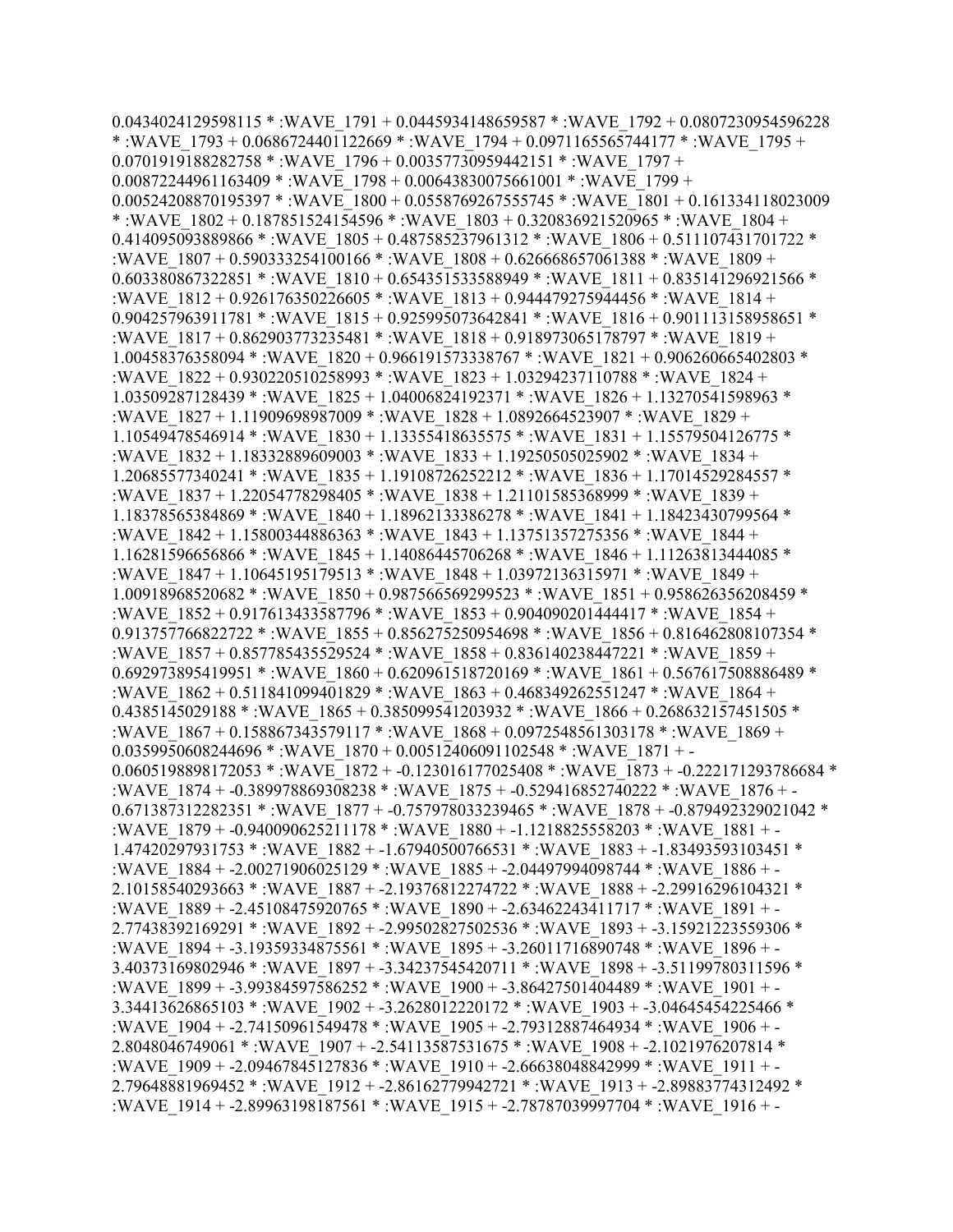0.0434024129598115 * :WAVE_1791 + 0.0445934148659587 * :WAVE_1792 + 0.0807230954596228 * :WAVE_1793 + 0.0686724401122669 * :WAVE_1794 + 0.0971165565744177 * :WAVE_1795 + 0.0701919188282758 * :WAVE_1796 + 0.00357730959442151 * :WAVE_1797 + 0.00872244961163409 * :WAVE_1798 + 0.00643830075661001 * :WAVE_1799 + 0.00524208870195397 * :WAVE_1800 + 0.0558769267555745 * :WAVE_1801 + 0.161334118023009 * :WAVE_1802 + 0.187851524154596 * :WAVE_1803 + 0.320836921520965 * :WAVE_1804 + 0.414095093889866 * :WAVE_1805 + 0.487585237961312 * :WAVE_1806 + 0.511107431701722 * :WAVE_1807 + 0.590333254100166 * :WAVE_1808 + 0.626668657061388 * :WAVE_1809 + 0.603380867322851 * :WAVE_1810 + 0.654351533588949 * :WAVE_1811 + 0.835141296921566 * :WAVE_1812 + 0.926176350226605 * :WAVE_1813 + 0.944479275944456 * :WAVE_1814 + 0.904257963911781 * :WAVE_1815 + 0.925995073642841 * :WAVE_1816 + 0.901113158958651 * :WAVE_1817 + 0.862903773235481 * :WAVE_1818 + 0.918973065178797 * :WAVE_1819 + 1.00458376358094 * :WAVE_1820 + 0.966191573338767 * :WAVE_1821 + 0.906260665402803 * :WAVE_1822 + 0.930220510258993 * :WAVE_1823 + 1.03294237110788 * :WAVE_1824 + 1.03509287128439 * :WAVE_1825 + 1.04006824192371 * :WAVE_1826 + 1.13270541598963 * :WAVE_1827 + 1.11909698987009 * :WAVE_1828 + 1.0892664523907 * :WAVE_1829 + 1.10549478546914 * :WAVE_1830 + 1.13355418635575 * :WAVE_1831 + 1.15579504126775 * :WAVE_1832 + 1.18332889609003 * :WAVE_1833 + 1.19250505025902 * :WAVE_1834 + 1.20685577340241 * :WAVE_1835 + 1.19108726252212 * :WAVE_1836 + 1.17014529284557 * :WAVE_1837 + 1.22054778298405 * :WAVE_1838 + 1.21101585368999 * :WAVE_1839 + 1.18378565384869 * :WAVE_1840 + 1.18962133386278 * :WAVE_1841 + 1.18423430799564 * :WAVE_1842 + 1.15800344886363 * :WAVE_1843 + 1.13751357275356 * :WAVE_1844 + 1.16281596656866 * :WAVE_1845 + 1.14086445706268 * :WAVE_1846 + 1.11263813444085 * :WAVE_1847 + 1.10645195179513 * :WAVE_1848 + 1.03972136315971 * :WAVE_1849 + 1.00918968520682 * :WAVE_1850 + 0.987566569299523 * :WAVE_1851 + 0.958626356208459 * :WAVE_1852 + 0.917613433587796 * :WAVE_1853 + 0.904090201444417 * :WAVE_1854 + 0.913757766822722 * :WAVE_1855 + 0.856275250954698 * :WAVE_1856 + 0.816462808107354 * :WAVE_1857 + 0.857785435529524 * :WAVE_1858 + 0.836140238447221 * :WAVE_1859 + 0.692973895419951 * :WAVE_1860 + 0.620961518720169 * :WAVE_1861 + 0.567617508886489 * :WAVE_1862 + 0.511841099401829 * :WAVE_1863 + 0.468349262551247 * :WAVE_1864 + 0.4385145029188 * :WAVE_1865 + 0.385099541203932 * :WAVE_1866 + 0.268632157451505 * :WAVE_1867 + 0.158867343579117 * :WAVE_1868 + 0.0972548561303178 * :WAVE_1869 + 0.0359950608244696 * :WAVE_1870 + 0.00512406091102548 * :WAVE_1871 + -0.0605198898172053 * :WAVE_1872 + -0.123016177025408 * :WAVE_1873 + -0.222171293786684 * :WAVE_1874 + -0.389978869308238 * :WAVE_1875 + -0.529416852740222 * :WAVE_1876 + -0.671387312282351 * :WAVE_1877 + -0.757978033239465 * :WAVE_1878 + -0.879492329021042 * :WAVE_1879 + -0.940090625211178 * :WAVE_1880 + -1.1218825558203 * :WAVE_1881 + -1.47420297931753 * :WAVE_1882 + -1.67940500766531 * :WAVE_1883 + -1.83493593103451 * :WAVE_1884 + -2.00271906025129 * :WAVE_1885 + -2.04497994098744 * :WAVE_1886 + -2.10158540293663 * :WAVE_1887 + -2.19376812274722 * :WAVE_1888 + -2.29916296104321 * :WAVE_1889 + -2.45108475920765 * :WAVE_1890 + -2.63462243411717 * :WAVE_1891 + -2.77438392169291 * :WAVE_1892 + -2.99502827502536 * :WAVE_1893 + -3.15921223559306 * :WAVE_1894 + -3.19359334875561 * :WAVE_1895 + -3.26011716890748 * :WAVE_1896 + -3.40373169802946 * :WAVE_1897 + -3.34237545420711 * :WAVE_1898 + -3.51199780311596 * :WAVE_1899 + -3.99384597586252 * :WAVE_1900 + -3.86427501404489 * :WAVE_1901 + -3.34413626865103 * :WAVE_1902 + -3.2628012220172 * :WAVE_1903 + -3.04645454225466 * :WAVE_1904 + -2.74150961549478 * :WAVE_1905 + -2.79312887464934 * :WAVE_1906 + -2.8048046749061 * :WAVE_1907 + -2.54113587531675 * :WAVE_1908 + -2.1021976207814 * :WAVE_1909 + -2.09467845127836 * :WAVE_1910 + -2.66638048842999 * :WAVE_1911 + -2.79648881969452 * :WAVE_1912 + -2.86162779942721 * :WAVE_1913 + -2.89883774312492 * :WAVE_1914 + -2.89963198187561 * :WAVE_1915 + -2.78787039997704 * :WAVE_1916 + -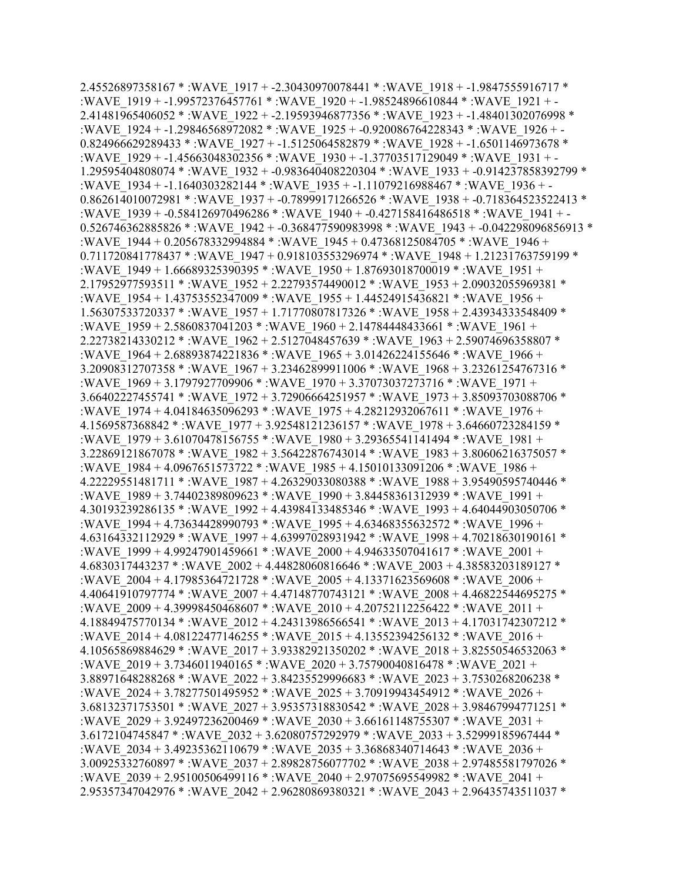2.45526897358167 * :WAVE_1917 + -2.30430970078441 * :WAVE_1918 + -1.9847555916717 * :WAVE_1919 + -1.99572376457761 * :WAVE_1920 + -1.98524896610844 * :WAVE_1921 + -2.41481965406052 * :WAVE_1922 + -2.19593946877356 * :WAVE_1923 + -1.48401302076998 * :WAVE_1924 + -1.29846568972082 * :WAVE_1925 + -0.920086764228343 * :WAVE_1926 + -0.824966629289433 * :WAVE_1927 + -1.5125064582879 * :WAVE_1928 + -1.6501146973678 * :WAVE_1929 + -1.45663048302356 * :WAVE_1930 + -1.37703517129049 * :WAVE_1931 + -1.29595404808074 * :WAVE_1932 + -0.983640408220304 * :WAVE_1933 + -0.914237858392799 * :WAVE_1934 + -1.1640303282144 * :WAVE_1935 + -1.11079216988467 * :WAVE_1936 + -0.862614010072981 * :WAVE_1937 + -0.78999171266526 * :WAVE_1938 + -0.718364523522413 * :WAVE_1939 + -0.584126970496286 * :WAVE_1940 + -0.427158416486518 * :WAVE_1941 + -0.526746362885826 * :WAVE_1942 + -0.368477590983998 * :WAVE_1943 + -0.042298096856913 * :WAVE_1944 + 0.205678332994884 * :WAVE_1945 + 0.47368125084705 * :WAVE_1946 + 0.711720841778437 * :WAVE_1947 + 0.918103553296974 * :WAVE_1948 + 1.21231763759199 * :WAVE_1949 + 1.66689325390395 * :WAVE_1950 + 1.87693018700019 * :WAVE_1951 + 2.17952977593511 * :WAVE_1952 + 2.22793574490012 * :WAVE_1953 + 2.09032055969381 * :WAVE_1954 + 1.43753552347009 * :WAVE_1955 + 1.44524915436821 * :WAVE_1956 + 1.56307533720337 * :WAVE_1957 + 1.71770807817326 * :WAVE_1958 + 2.43934333548409 * :WAVE_1959 + 2.5860837041203 * :WAVE_1960 + 2.14784448433661 * :WAVE_1961 + 2.22738214330212 * :WAVE_1962 + 2.5127048457639 * :WAVE_1963 + 2.59074696358807 * :WAVE_1964 + 2.68893874221836 * :WAVE_1965 + 3.01426224155646 * :WAVE_1966 + 3.20908312707358 * :WAVE_1967 + 3.23462899911006 * :WAVE_1968 + 3.23261254767316 * :WAVE_1969 + 3.1797927709906 * :WAVE_1970 + 3.37073037273716 * :WAVE_1971 + 3.66402227455741 * :WAVE_1972 + 3.72906664251957 * :WAVE_1973 + 3.85093703088706 * :WAVE_1974 + 4.04184635096293 * :WAVE_1975 + 4.28212932067611 * :WAVE_1976 + 4.1569587368842 * :WAVE_1977 + 3.92548121236157 * :WAVE_1978 + 3.64660723284159 * :WAVE_1979 + 3.61070478156755 * :WAVE_1980 + 3.29365541141494 * :WAVE_1981 + 3.22869121867078 * :WAVE_1982 + 3.56422876743014 * :WAVE_1983 + 3.80606216375057 * :WAVE_1984 + 4.0967651573722 * :WAVE_1985 + 4.15010133091206 * :WAVE_1986 + 4.22229551481711 * :WAVE_1987 + 4.26329033080388 * :WAVE_1988 + 3.95490595740446 * :WAVE_1989 + 3.74402389809623 * :WAVE_1990 + 3.84458361312939 * :WAVE_1991 + 4.30193239286135 * :WAVE_1992 + 4.43984133485346 * :WAVE_1993 + 4.64044903050706 * :WAVE_1994 + 4.73634428990793 * :WAVE_1995 + 4.63468355632572 * :WAVE_1996 + 4.63164332112929 * :WAVE_1997 + 4.63997028931942 * :WAVE_1998 + 4.70218630190161 * :WAVE_1999 + 4.99247901459661 * :WAVE_2000 + 4.94633507041617 * :WAVE_2001 + 4.6830317443237 * :WAVE_2002 + 4.44828060816646 * :WAVE_2003 + 4.38583203189127 * :WAVE_2004 + 4.17985364721728 * :WAVE_2005 + 4.13371623569608 * :WAVE_2006 + 4.40641910797774 * :WAVE_2007 + 4.47148770743121 * :WAVE_2008 + 4.46822544695275 * :WAVE_2009 + 4.39998450468607 * :WAVE_2010 + 4.20752112256422 * :WAVE_2011 + 4.18849475770134 * :WAVE_2012 + 4.24313986566541 * :WAVE_2013 + 4.17031742307212 * :WAVE_2014 + 4.08122477146255 * :WAVE_2015 + 4.13552394256132 * :WAVE_2016 + 4.10565869884629 * :WAVE_2017 + 3.93382921350202 * :WAVE_2018 + 3.82550546532063 * :WAVE_2019 + 3.7346011940165 * :WAVE_2020 + 3.75790040816478 * :WAVE_2021 + 3.88971648288268 * :WAVE_2022 + 3.84235529996683 * :WAVE_2023 + 3.7530268206238 * :WAVE_2024 + 3.78277501495952 * :WAVE_2025 + 3.70919943454912 * :WAVE_2026 + 3.68132371753501 * :WAVE_2027 + 3.95357318830542 * :WAVE_2028 + 3.98467994771251 * :WAVE_2029 + 3.92497236200469 * :WAVE_2030 + 3.66161148755307 * :WAVE_2031 + 3.6172104745847 * :WAVE_2032 + 3.62080757292979 * :WAVE_2033 + 3.52999185967444 * :WAVE_2034 + 3.49235362110679 * :WAVE_2035 + 3.36868340714643 * :WAVE_2036 + 3.00925332760897 * :WAVE_2037 + 2.89828756077702 * :WAVE_2038 + 2.97485581797026 * :WAVE_2039 + 2.95100506499116 * :WAVE_2040 + 2.97075695549982 * :WAVE_2041 + 2.95357347042976 * :WAVE_2042 + 2.96280869380321 * :WAVE_2043 + 2.96435743511037 *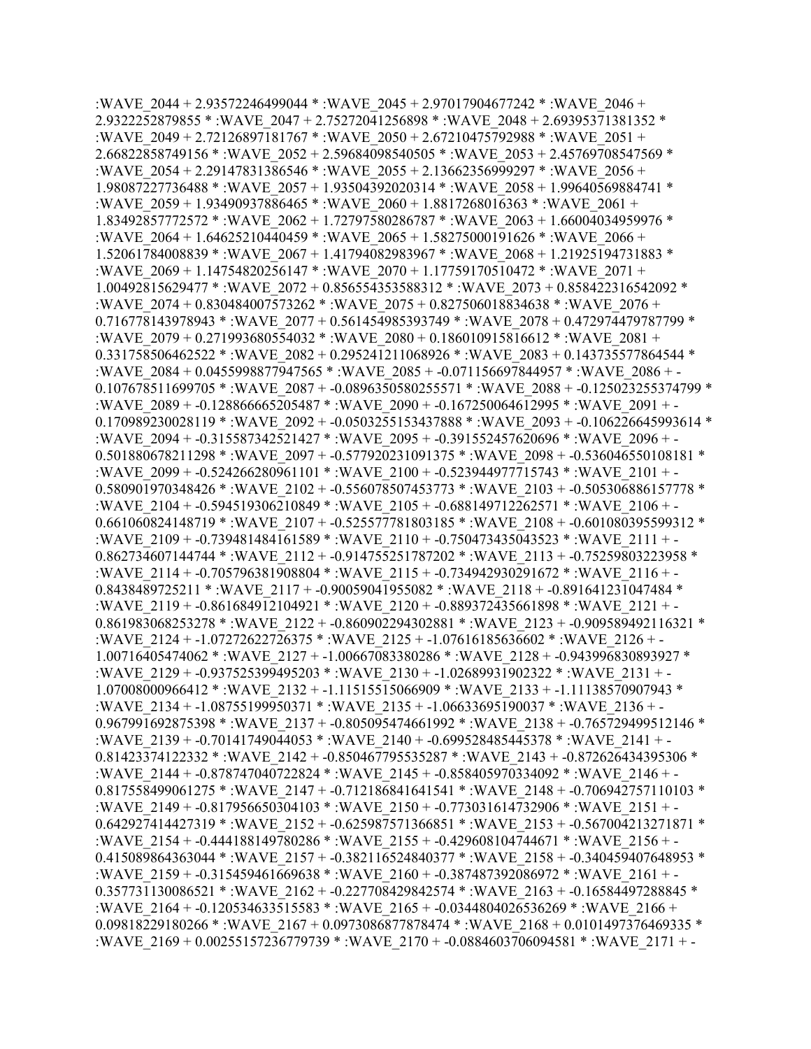:WAVE_2044 + 2.93572246499044 * :WAVE_2045 + 2.97017904677242 * :WAVE_2046 + 2.9322252879855 * :WAVE_2047 + 2.75272041256898 * :WAVE_2048 + 2.69395371381352 * :WAVE_2049 + 2.72126897181767 * :WAVE_2050 + 2.67210475792988 * :WAVE_2051 + 2.66822858749156 * :WAVE_2052 + 2.59684098540505 * :WAVE_2053 + 2.45769708547569 * :WAVE_2054 + 2.29147831386546 * :WAVE_2055 + 2.13662356999297 * :WAVE_2056 + 1.98087227736488 * :WAVE_2057 + 1.93504392020314 * :WAVE_2058 + 1.99640569884741 * :WAVE_2059 + 1.93490937886465 * :WAVE_2060 + 1.8817268016363 * :WAVE_2061 + 1.83492857772572 * :WAVE_2062 + 1.72797580286787 * :WAVE_2063 + 1.66004034959976 * :WAVE_2064 + 1.64625210440459 * :WAVE_2065 + 1.58275000191626 * :WAVE_2066 + 1.52061784008839 * :WAVE_2067 + 1.41794082983967 * :WAVE_2068 + 1.21925194731883 * :WAVE_2069 + 1.14754820256147 * :WAVE_2070 + 1.17759170510472 * :WAVE_2071 + 1.00492815629477 * :WAVE_2072 + 0.856554353588312 * :WAVE_2073 + 0.858422316542092 * :WAVE_2074 + 0.830484007573262 * :WAVE_2075 + 0.827506018834638 * :WAVE_2076 + 0.716778143978943 * :WAVE_2077 + 0.561454985393749 * :WAVE_2078 + 0.472974479787799 * :WAVE_2079 + 0.271993680554032 * :WAVE_2080 + 0.186010915816612 * :WAVE_2081 + 0.331758506462522 * :WAVE_2082 + 0.295241211068926 * :WAVE_2083 + 0.143735577864544 * :WAVE_2084 + 0.0455998877947565 * :WAVE_2085 + -0.071156697844957 * :WAVE_2086 + -0.107678511699705 * :WAVE_2087 + -0.0896350580255571 * :WAVE_2088 + -0.125023255374799 * :WAVE_2089 + -0.128866665205487 * :WAVE_2090 + -0.167250064612995 * :WAVE_2091 + -0.170989230028119 * :WAVE_2092 + -0.0503255153437888 * :WAVE_2093 + -0.106226645993614 * :WAVE_2094 + -0.315587342521427 * :WAVE_2095 + -0.391552457620696 * :WAVE_2096 + -0.501880678211298 * :WAVE_2097 + -0.577920231091375 * :WAVE_2098 + -0.536046550108181 * :WAVE_2099 + -0.524266280961101 * :WAVE_2100 + -0.523944977715743 * :WAVE_2101 + -0.580901970348426 * :WAVE_2102 + -0.556078507453773 * :WAVE_2103 + -0.505306886157778 * :WAVE_2104 + -0.594519306210849 * :WAVE_2105 + -0.688149712262571 * :WAVE_2106 + -0.661060824148719 * :WAVE_2107 + -0.525577781803185 * :WAVE_2108 + -0.601080395599312 * :WAVE_2109 + -0.739481484161589 * :WAVE_2110 + -0.750473435043523 * :WAVE_2111 + -0.862734607144744 * :WAVE_2112 + -0.914755251787202 * :WAVE_2113 + -0.75259803223958 * :WAVE_2114 + -0.705796381908804 * :WAVE_2115 + -0.734942930291672 * :WAVE_2116 + -0.8438489725211 * :WAVE_2117 + -0.90059041955082 * :WAVE_2118 + -0.891641231047484 * :WAVE_2119 + -0.861684912104921 * :WAVE_2120 + -0.889372435661898 * :WAVE_2121 + -0.861983068253278 * :WAVE_2122 + -0.860902294302881 * :WAVE_2123 + -0.909589492116321 * :WAVE_2124 + -1.07272622726375 * :WAVE_2125 + -1.07616185636602 * :WAVE_2126 + -1.00716405474062 * :WAVE_2127 + -1.00667083380286 * :WAVE_2128 + -0.943996830893927 * :WAVE_2129 + -0.937525399495203 * :WAVE_2130 + -1.02689931902322 * :WAVE_2131 + -1.07008000966412 * :WAVE_2132 + -1.11515515066909 * :WAVE_2133 + -1.11138570907943 * :WAVE_2134 + -1.08755199950371 * :WAVE_2135 + -1.06633695190037 * :WAVE_2136 + -0.967991692875398 * :WAVE_2137 + -0.805095474661992 * :WAVE_2138 + -0.765729499512146 * :WAVE_2139 + -0.70141749044053 * :WAVE_2140 + -0.699528485445378 * :WAVE_2141 + -0.81423374122332 * :WAVE_2142 + -0.850467795535287 * :WAVE_2143 + -0.872626434395306 * :WAVE_2144 + -0.878747040722824 * :WAVE_2145 + -0.858405970334092 * :WAVE_2146 + -0.817558499061275 * :WAVE_2147 + -0.712186841641541 * :WAVE_2148 + -0.706942757110103 * :WAVE_2149 + -0.817956650304103 * :WAVE_2150 + -0.773031614732906 * :WAVE_2151 + -0.642927414427319 * :WAVE_2152 + -0.625987571366851 * :WAVE_2153 + -0.567004213271871 * :WAVE_2154 + -0.444188149780286 * :WAVE_2155 + -0.429608104744671 * :WAVE_2156 + -0.415089864363044 * :WAVE_2157 + -0.382116524840377 * :WAVE_2158 + -0.340459407648953 * :WAVE_2159 + -0.315459461669638 * :WAVE_2160 + -0.387487392086972 * :WAVE_2161 + -0.357731130086521 * :WAVE_2162 + -0.227708429842574 * :WAVE_2163 + -0.16584497288845 * :WAVE_2164 + -0.120534633515583 * :WAVE_2165 + -0.0344804026536269 * :WAVE_2166 + 0.09818229180266 * :WAVE_2167 + 0.0973086877878474 * :WAVE_2168 + 0.0101497376469335 * :WAVE_2169 + 0.00255157236779739 * :WAVE_2170 + -0.0884603706094581 * :WAVE_2171 + -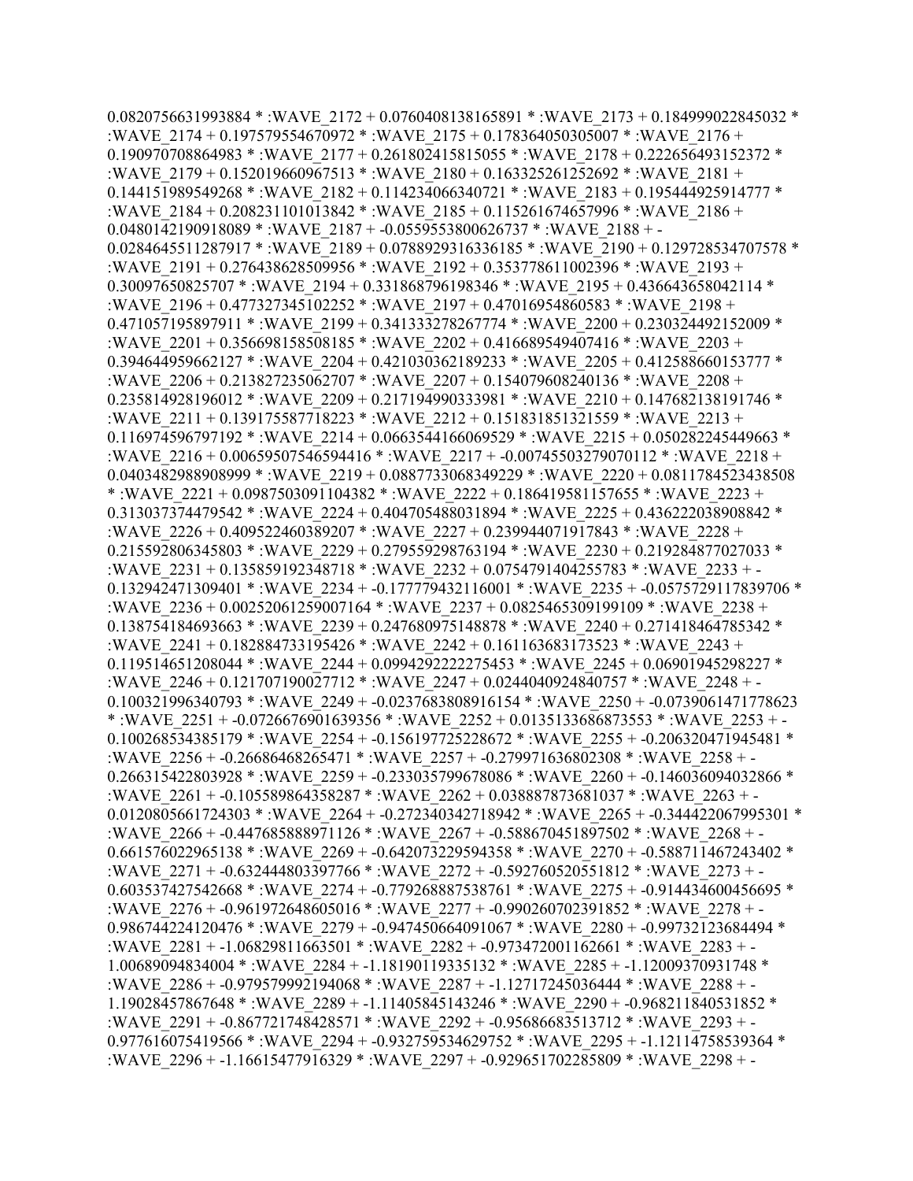0.0820756631993884 * :WAVE_2172 + 0.0760408138165891 * :WAVE_2173 + 0.184999022845032 * :WAVE_2174 + 0.197579554670972 * :WAVE_2175 + 0.178364050305007 * :WAVE_2176 + 0.190970708864983 * :WAVE_2177 + 0.261802415815055 * :WAVE_2178 + 0.222656493152372 * :WAVE_2179 + 0.152019660967513 * :WAVE_2180 + 0.163325261252692 * :WAVE_2181 + 0.144151989549268 * :WAVE_2182 + 0.114234066340721 * :WAVE_2183 + 0.195444925914777 * :WAVE_2184 + 0.208231101013842 * :WAVE_2185 + 0.115261674657996 * :WAVE_2186 + 0.0480142190918089 * :WAVE_2187 + -0.0559553800626737 * :WAVE_2188 + -0.0284645511287917 * :WAVE_2189 + 0.0788929316336185 * :WAVE_2190 + 0.129728534707578 * :WAVE_2191 + 0.276438628509956 * :WAVE_2192 + 0.353778611002396 * :WAVE_2193 + 0.30097650825707 * :WAVE_2194 + 0.331868796198346 * :WAVE_2195 + 0.436643658042114 * :WAVE_2196 + 0.477327345102252 * :WAVE_2197 + 0.47016954860583 * :WAVE_2198 + 0.471057195897911 * :WAVE_2199 + 0.341333278267774 * :WAVE_2200 + 0.230324492152009 * :WAVE_2201 + 0.356698158508185 * :WAVE_2202 + 0.416689549407416 * :WAVE_2203 + 0.394644959662127 * :WAVE_2204 + 0.421030362189233 * :WAVE_2205 + 0.412588660153777 * :WAVE_2206 + 0.213827235062707 * :WAVE_2207 + 0.154079608240136 * :WAVE_2208 + 0.235814928196012 * :WAVE_2209 + 0.217194990333981 * :WAVE_2210 + 0.147682138191746 * :WAVE_2211 + 0.139175587718223 * :WAVE_2212 + 0.151831851321559 * :WAVE_2213 + 0.116974596797192 * :WAVE_2214 + 0.0663544166069529 * :WAVE_2215 + 0.050282245449663 * :WAVE_2216 + 0.00659507546594416 * :WAVE_2217 + -0.00745503279070112 * :WAVE_2218 + 0.0403482988908999 * :WAVE_2219 + 0.0887733068349229 * :WAVE_2220 + 0.0811784523438508 * :WAVE_2221 + 0.0987503091104382 * :WAVE_2222 + 0.186419581157655 * :WAVE_2223 + 0.313037374479542 * :WAVE_2224 + 0.404705488031894 * :WAVE_2225 + 0.436222038908842 * :WAVE_2226 + 0.409522460389207 * :WAVE_2227 + 0.239944071917843 * :WAVE_2228 + 0.215592806345803 * :WAVE_2229 + 0.279559298763194 * :WAVE_2230 + 0.219284877027033 * :WAVE_2231 + 0.135859192348718 * :WAVE_2232 + 0.0754791404255783 * :WAVE_2233 + -0.132942471309401 * :WAVE_2234 + -0.177779432116001 * :WAVE_2235 + -0.0575729117839706 * :WAVE_2236 + 0.00252061259007164 * :WAVE_2237 + 0.0825465309199109 * :WAVE_2238 + 0.138754184693663 * :WAVE_2239 + 0.247680975148878 * :WAVE_2240 + 0.271418464785342 * :WAVE_2241 + 0.182884733195426 * :WAVE_2242 + 0.161163683173523 * :WAVE_2243 + 0.119514651208044 * :WAVE_2244 + 0.0994292222275453 * :WAVE_2245 + 0.06901945298227 * :WAVE_2246 + 0.121707190027712 * :WAVE_2247 + 0.0244040924840757 * :WAVE_2248 + -0.100321996340793 * :WAVE_2249 + -0.0237683808916154 * :WAVE_2250 + -0.0739061471778623 * :WAVE_2251 + -0.0726676901639356 * :WAVE_2252 + 0.0135133686873553 * :WAVE_2253 + -0.100268534385179 * :WAVE_2254 + -0.156197725228672 * :WAVE_2255 + -0.206320471945481 * :WAVE_2256 + -0.26686468265471 * :WAVE_2257 + -0.279971636802308 * :WAVE_2258 + -0.266315422803928 * :WAVE_2259 + -0.233035799678086 * :WAVE_2260 + -0.146036094032866 * :WAVE_2261 + -0.105589864358287 * :WAVE_2262 + 0.038887873681037 * :WAVE_2263 + -0.0120805661724303 * :WAVE_2264 + -0.272340342718942 * :WAVE_2265 + -0.344422067995301 * :WAVE_2266 + -0.447685888971126 * :WAVE_2267 + -0.588670451897502 * :WAVE_2268 + -0.661576022965138 * :WAVE_2269 + -0.642073229594358 * :WAVE_2270 + -0.588711467243402 * :WAVE_2271 + -0.632444803397766 * :WAVE_2272 + -0.592760520551812 * :WAVE_2273 + -0.603537427542668 * :WAVE_2274 + -0.779268887538761 * :WAVE_2275 + -0.914434600456695 * :WAVE_2276 + -0.961972648605016 * :WAVE_2277 + -0.990260702391852 * :WAVE_2278 + -0.986744224120476 * :WAVE_2279 + -0.947450664091067 * :WAVE_2280 + -0.99732123684494 * :WAVE_2281 + -1.06829811663501 * :WAVE_2282 + -0.973472001162661 * :WAVE_2283 + -1.00689094834004 * :WAVE_2284 + -1.18190119335132 * :WAVE_2285 + -1.12009370931748 * :WAVE_2286 + -0.979579992194068 * :WAVE_2287 + -1.12717245036444 * :WAVE_2288 + -1.19028457867648 * :WAVE_2289 + -1.11405845143246 * :WAVE_2290 + -0.968211840531852 * :WAVE_2291 + -0.867721748428571 * :WAVE_2292 + -0.95686683513712 * :WAVE_2293 + -0.977616075419566 * :WAVE_2294 + -0.932759534629752 * :WAVE_2295 + -1.12114758539364 * :WAVE_2296 + -1.16615477916329 * :WAVE_2297 + -0.929651702285809 * :WAVE_2298 + -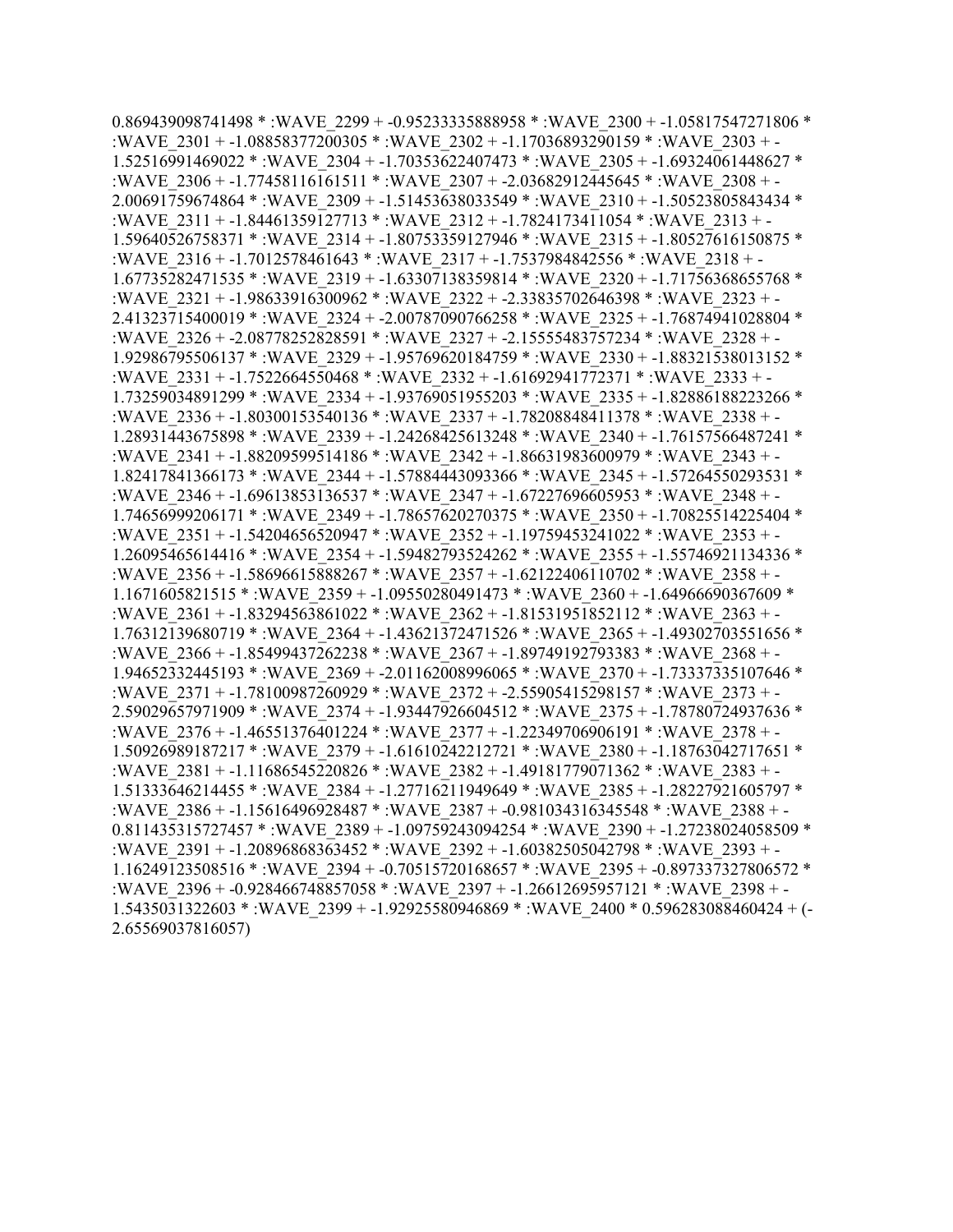0.869439098741498 * :WAVE_2299 + -0.95233335888958 * :WAVE_2300 + -1.05817547271806 * :WAVE_2301 + -1.08858377200305 * :WAVE_2302 + -1.17036893290159 * :WAVE_2303 + -1.52516991469022 * :WAVE_2304 + -1.70353622407473 * :WAVE_2305 + -1.69324061448627 * :WAVE_2306 + -1.77458116161511 * :WAVE_2307 + -2.03682912445645 * :WAVE_2308 + -2.00691759674864 * :WAVE_2309 + -1.51453638033549 * :WAVE_2310 + -1.50523805843434 * :WAVE_2311 + -1.84461359127713 * :WAVE_2312 + -1.7824173411054 * :WAVE_2313 + -1.59640526758371 * :WAVE_2314 + -1.80753359127946 * :WAVE_2315 + -1.80527616150875 * :WAVE_2316 + -1.7012578461643 * :WAVE_2317 + -1.7537984842556 * :WAVE_2318 + -1.67735282471535 * :WAVE_2319 + -1.63307138359814 * :WAVE_2320 + -1.71756368655768 * :WAVE_2321 + -1.98633916300962 * :WAVE_2322 + -2.33835702646398 * :WAVE_2323 + -2.41323715400019 * :WAVE_2324 + -2.00787090766258 * :WAVE_2325 + -1.76874941028804 * :WAVE_2326 + -2.08778252828591 * :WAVE_2327 + -2.15555483757234 * :WAVE_2328 + -1.92986795506137 * :WAVE_2329 + -1.95769620184759 * :WAVE_2330 + -1.88321538013152 * :WAVE_2331 + -1.7522664550468 * :WAVE_2332 + -1.61692941772371 * :WAVE_2333 + -1.73259034891299 * :WAVE_2334 + -1.93769051955203 * :WAVE_2335 + -1.82886188223266 * :WAVE_2336 + -1.80300153540136 * :WAVE_2337 + -1.78208848411378 * :WAVE_2338 + -1.28931443675898 * :WAVE_2339 + -1.24268425613248 * :WAVE_2340 + -1.76157566487241 * :WAVE_2341 + -1.88209599514186 * :WAVE_2342 + -1.86631983600979 * :WAVE_2343 + -1.82417841366173 * :WAVE_2344 + -1.57884443093366 * :WAVE_2345 + -1.57264550293531 * :WAVE_2346 + -1.69613853136537 * :WAVE_2347 + -1.67227696605953 * :WAVE_2348 + -1.74656999206171 * :WAVE_2349 + -1.78657620270375 * :WAVE_2350 + -1.70825514225404 * :WAVE_2351 + -1.54204656520947 * :WAVE_2352 + -1.19759453241022 * :WAVE_2353 + -1.26095465614416 * :WAVE_2354 + -1.59482793524262 * :WAVE_2355 + -1.55746921134336 * :WAVE_2356 + -1.58696615888267 * :WAVE_2357 + -1.62122406110702 * :WAVE_2358 + -1.1671605821515 * :WAVE_2359 + -1.09550280491473 * :WAVE_2360 + -1.64966690367609 * :WAVE_2361 + -1.83294563861022 * :WAVE_2362 + -1.81531951852112 * :WAVE_2363 + -1.76312139680719 * :WAVE_2364 + -1.43621372471526 * :WAVE_2365 + -1.49302703551656 * :WAVE_2366 + -1.85499437262238 * :WAVE_2367 + -1.89749192793383 * :WAVE_2368 + -1.94652332445193 * :WAVE_2369 + -2.01162008996065 * :WAVE_2370 + -1.73337335107646 * :WAVE_2371 + -1.78100987260929 * :WAVE_2372 + -2.55905415298157 * :WAVE_2373 + -2.59029657971909 * :WAVE_2374 + -1.93447926604512 * :WAVE_2375 + -1.78780724937636 * :WAVE_2376 + -1.46551376401224 * :WAVE_2377 + -1.22349706906191 * :WAVE_2378 + -1.50926989187217 * :WAVE_2379 + -1.61610242212721 * :WAVE_2380 + -1.18763042717651 * :WAVE_2381 + -1.11686545220826 * :WAVE_2382 + -1.49181779071362 * :WAVE_2383 + -1.51333646214455 * :WAVE_2384 + -1.27716211949649 * :WAVE_2385 + -1.28227921605797 * :WAVE_2386 + -1.15616496928487 * :WAVE_2387 + -0.981034316345548 * :WAVE_2388 + -0.811435315727457 * :WAVE_2389 + -1.09759243094254 * :WAVE_2390 + -1.27238024058509 * :WAVE_2391 + -1.20896868363452 * :WAVE_2392 + -1.60382505042798 * :WAVE_2393 + -1.16249123508516 * :WAVE_2394 + -0.70515720168657 * :WAVE_2395 + -0.897337327806572 * :WAVE_2396 + -0.928466748857058 * :WAVE_2397 + -1.26612695957121 * :WAVE_2398 + -1.5435031322603 * :WAVE_2399 + -1.92925580946869 * :WAVE_2400 * 0.596283088460424 + (-2.65569037816057)